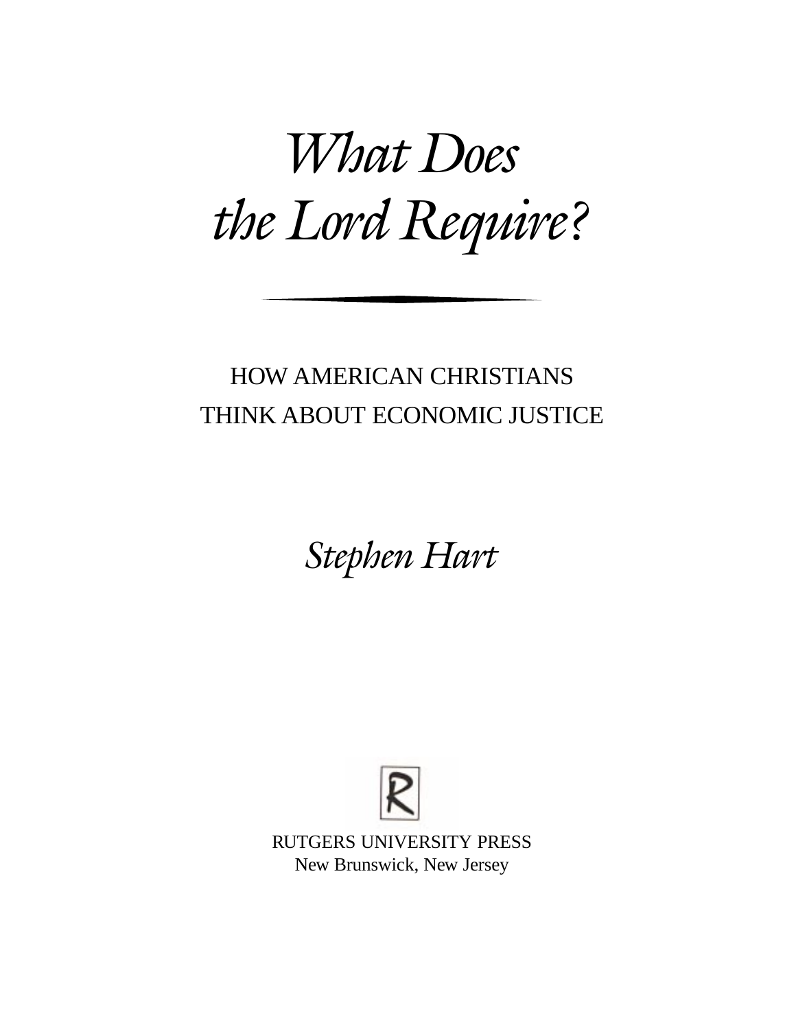# *What Does the Lord Require?*

HOW AMERICAN CHRISTIANS
THINK ABOUT ECONOMIC JUSTICE

*Stephen Hart*

RUTGERS UNIVERSITY PRESS
New Brunswick, New Jersey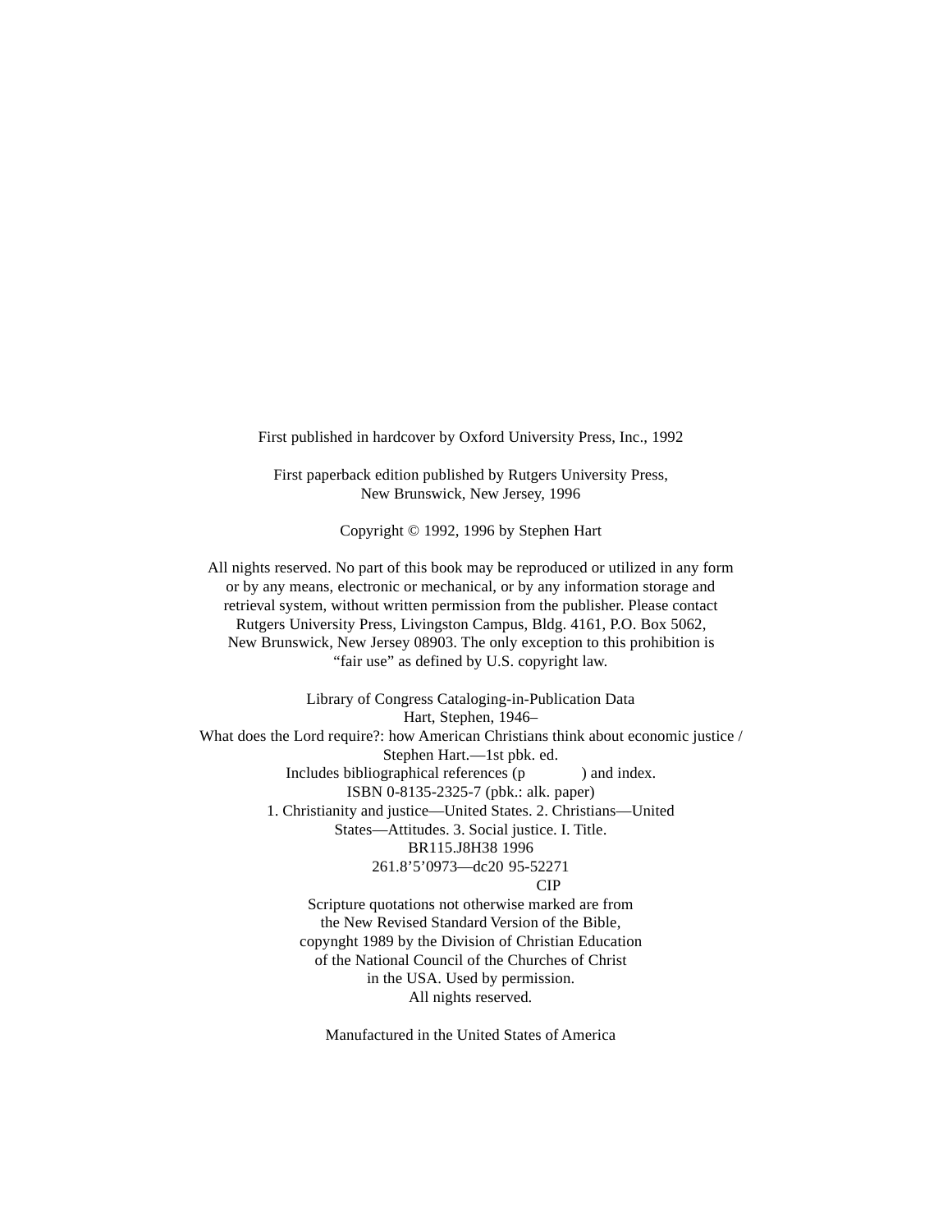First published in hardcover by Oxford University Press, Inc., 1992

First paperback edition published by Rutgers University Press,
New Brunswick, New Jersey, 1996

Copyright © 1992, 1996 by Stephen Hart

All nights reserved. No part of this book may be reproduced or utilized in any form or by any means, electronic or mechanical, or by any information storage and retrieval system, without written permission from the publisher. Please contact Rutgers University Press, Livingston Campus, Bldg. 4161, P.O. Box 5062, New Brunswick, New Jersey 08903. The only exception to this prohibition is "fair use" as defined by U.S. copyright law.

Library of Congress Cataloging-in-Publication Data
Hart, Stephen, 1946–
What does the Lord require?: how American Christians think about economic justice / Stephen Hart.—1st pbk. ed.
Includes bibliographical references (p ) and index.
ISBN 0-8135-2325-7 (pbk.: alk. paper)
1. Christianity and justice—United States. 2. Christians—United States—Attitudes. 3. Social justice. I. Title.
BR115.J8H38 1996
261.8'5'0973—dc20 95-52271
CIP

Scripture quotations not otherwise marked are from the New Revised Standard Version of the Bible, copynght 1989 by the Division of Christian Education of the National Council of the Churches of Christ in the USA. Used by permission.
All nights reserved.

Manufactured in the United States of America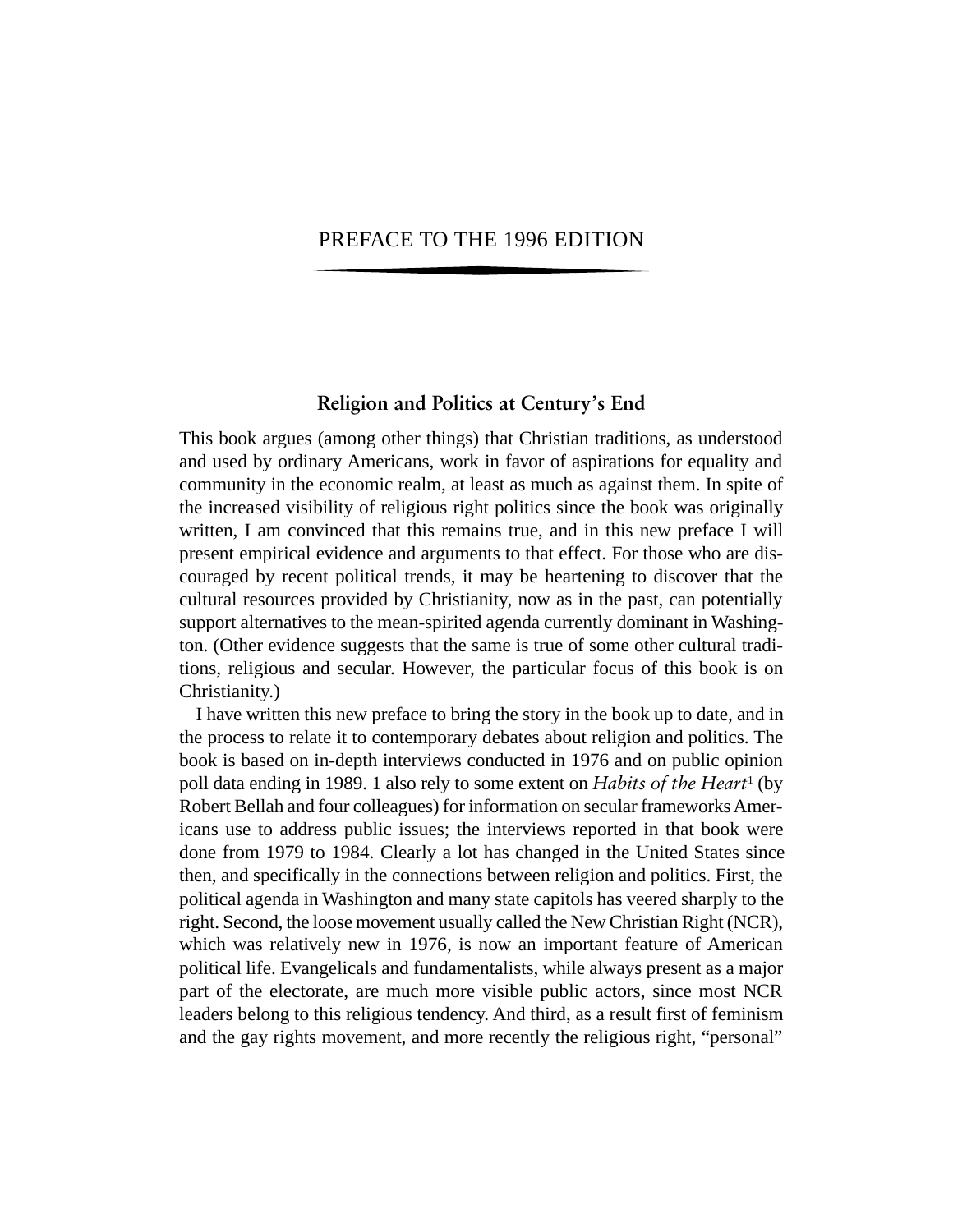# PREFACE TO THE 1996 EDITION

## Religion and Politics at Century's End

This book argues (among other things) that Christian traditions, as understood and used by ordinary Americans, work in favor of aspirations for equality and community in the economic realm, at least as much as against them. In spite of the increased visibility of religious right politics since the book was originally written, I am convinced that this remains true, and in this new preface I will present empirical evidence and arguments to that effect. For those who are discouraged by recent political trends, it may be heartening to discover that the cultural resources provided by Christianity, now as in the past, can potentially support alternatives to the mean-spirited agenda currently dominant in Washington. (Other evidence suggests that the same is true of some other cultural traditions, religious and secular. However, the particular focus of this book is on Christianity.)

I have written this new preface to bring the story in the book up to date, and in the process to relate it to contemporary debates about religion and politics. The book is based on in-depth interviews conducted in 1976 and on public opinion poll data ending in 1989. 1 also rely to some extent on *Habits of the Heart*[1] (by Robert Bellah and four colleagues) for information on secular frameworks Americans use to address public issues; the interviews reported in that book were done from 1979 to 1984. Clearly a lot has changed in the United States since then, and specifically in the connections between religion and politics. First, the political agenda in Washington and many state capitols has veered sharply to the right. Second, the loose movement usually called the New Christian Right (NCR), which was relatively new in 1976, is now an important feature of American political life. Evangelicals and fundamentalists, while always present as a major part of the electorate, are much more visible public actors, since most NCR leaders belong to this religious tendency. And third, as a result first of feminism and the gay rights movement, and more recently the religious right, "personal"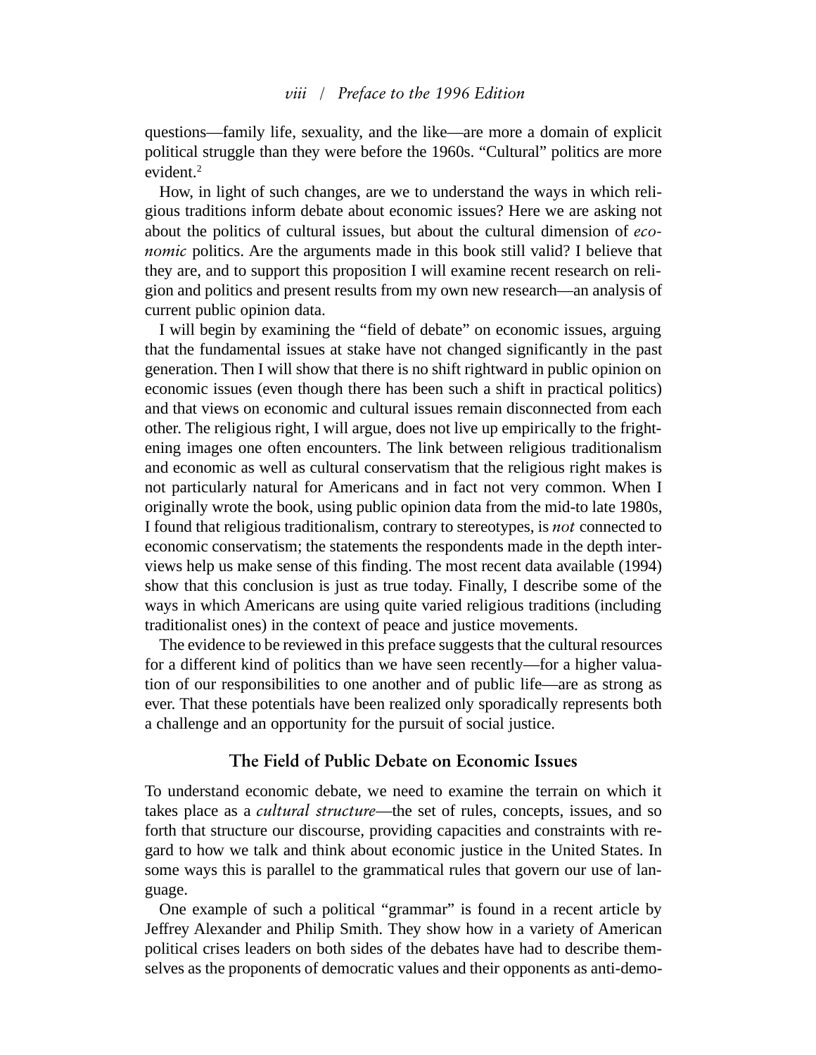questions—family life, sexuality, and the like—are more a domain of explicit political struggle than they were before the 1960s. "Cultural" politics are more evident.[2]

How, in light of such changes, are we to understand the ways in which religious traditions inform debate about economic issues? Here we are asking not about the politics of cultural issues, but about the cultural dimension of *economic* politics. Are the arguments made in this book still valid? I believe that they are, and to support this proposition I will examine recent research on religion and politics and present results from my own new research—an analysis of current public opinion data.

I will begin by examining the "field of debate" on economic issues, arguing that the fundamental issues at stake have not changed significantly in the past generation. Then I will show that there is no shift rightward in public opinion on economic issues (even though there has been such a shift in practical politics) and that views on economic and cultural issues remain disconnected from each other. The religious right, I will argue, does not live up empirically to the frightening images one often encounters. The link between religious traditionalism and economic as well as cultural conservatism that the religious right makes is not particularly natural for Americans and in fact not very common. When I originally wrote the book, using public opinion data from the mid-to late 1980s, I found that religious traditionalism, contrary to stereotypes, is *not* connected to economic conservatism; the statements the respondents made in the depth interviews help us make sense of this finding. The most recent data available (1994) show that this conclusion is just as true today. Finally, I describe some of the ways in which Americans are using quite varied religious traditions (including traditionalist ones) in the context of peace and justice movements.

The evidence to be reviewed in this preface suggests that the cultural resources for a different kind of politics than we have seen recently—for a higher valuation of our responsibilities to one another and of public life—are as strong as ever. That these potentials have been realized only sporadically represents both a challenge and an opportunity for the pursuit of social justice.

## The Field of Public Debate on Economic Issues

To understand economic debate, we need to examine the terrain on which it takes place as a *cultural structure*—the set of rules, concepts, issues, and so forth that structure our discourse, providing capacities and constraints with regard to how we talk and think about economic justice in the United States. In some ways this is parallel to the grammatical rules that govern our use of language.

One example of such a political "grammar" is found in a recent article by Jeffrey Alexander and Philip Smith. They show how in a variety of American political crises leaders on both sides of the debates have had to describe themselves as the proponents of democratic values and their opponents as anti-demo-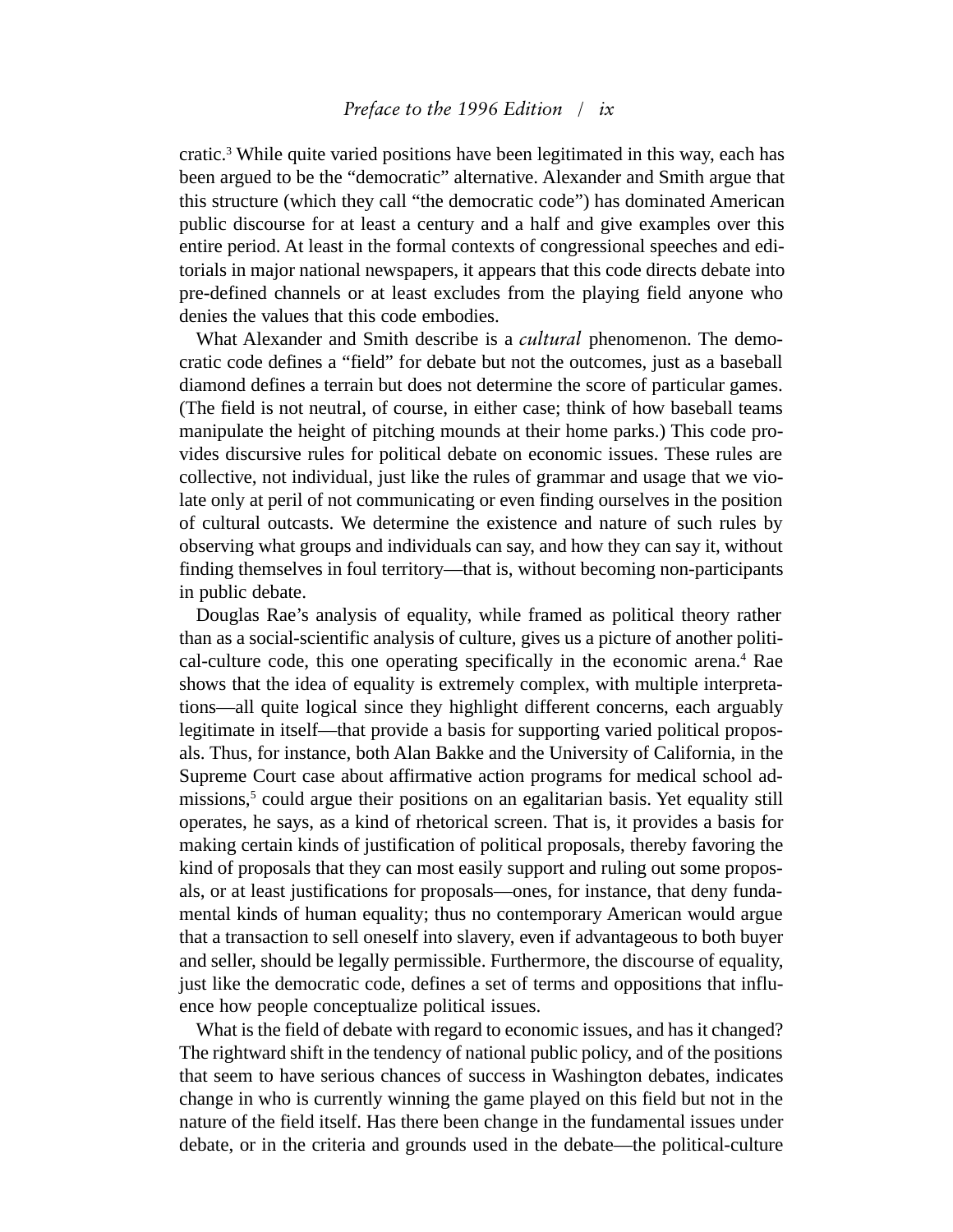cratic.[3] While quite varied positions have been legitimated in this way, each has been argued to be the "democratic" alternative. Alexander and Smith argue that this structure (which they call "the democratic code") has dominated American public discourse for at least a century and a half and give examples over this entire period. At least in the formal contexts of congressional speeches and editorials in major national newspapers, it appears that this code directs debate into pre-defined channels or at least excludes from the playing field anyone who denies the values that this code embodies.

What Alexander and Smith describe is a *cultural* phenomenon. The democratic code defines a "field" for debate but not the outcomes, just as a baseball diamond defines a terrain but does not determine the score of particular games. (The field is not neutral, of course, in either case; think of how baseball teams manipulate the height of pitching mounds at their home parks.) This code provides discursive rules for political debate on economic issues. These rules are collective, not individual, just like the rules of grammar and usage that we violate only at peril of not communicating or even finding ourselves in the position of cultural outcasts. We determine the existence and nature of such rules by observing what groups and individuals can say, and how they can say it, without finding themselves in foul territory—that is, without becoming non-participants in public debate.

Douglas Rae's analysis of equality, while framed as political theory rather than as a social-scientific analysis of culture, gives us a picture of another political-culture code, this one operating specifically in the economic arena.[4] Rae shows that the idea of equality is extremely complex, with multiple interpretations—all quite logical since they highlight different concerns, each arguably legitimate in itself—that provide a basis for supporting varied political proposals. Thus, for instance, both Alan Bakke and the University of California, in the Supreme Court case about affirmative action programs for medical school admissions,[5] could argue their positions on an egalitarian basis. Yet equality still operates, he says, as a kind of rhetorical screen. That is, it provides a basis for making certain kinds of justification of political proposals, thereby favoring the kind of proposals that they can most easily support and ruling out some proposals, or at least justifications for proposals—ones, for instance, that deny fundamental kinds of human equality; thus no contemporary American would argue that a transaction to sell oneself into slavery, even if advantageous to both buyer and seller, should be legally permissible. Furthermore, the discourse of equality, just like the democratic code, defines a set of terms and oppositions that influence how people conceptualize political issues.

What is the field of debate with regard to economic issues, and has it changed? The rightward shift in the tendency of national public policy, and of the positions that seem to have serious chances of success in Washington debates, indicates change in who is currently winning the game played on this field but not in the nature of the field itself. Has there been change in the fundamental issues under debate, or in the criteria and grounds used in the debate—the political-culture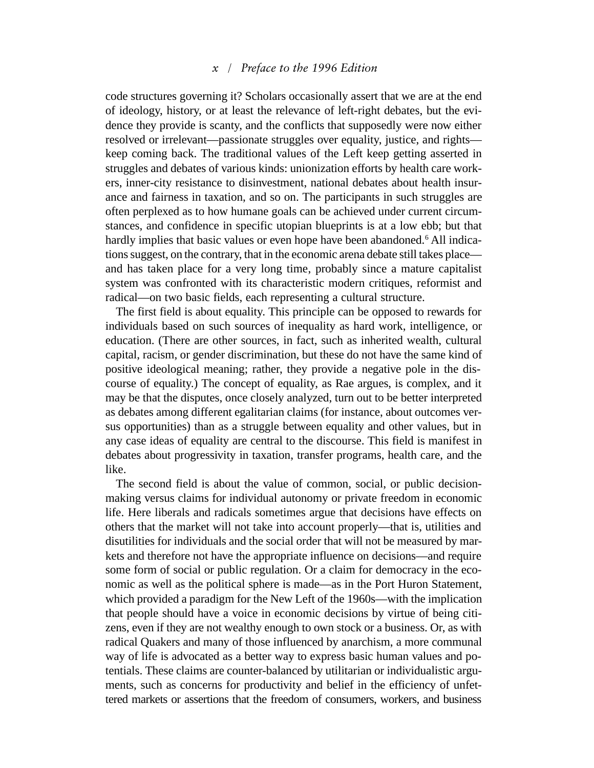code structures governing it? Scholars occasionally assert that we are at the end of ideology, history, or at least the relevance of left-right debates, but the evidence they provide is scanty, and the conflicts that supposedly were now either resolved or irrelevant—passionate struggles over equality, justice, and rights—keep coming back. The traditional values of the Left keep getting asserted in struggles and debates of various kinds: unionization efforts by health care workers, inner-city resistance to disinvestment, national debates about health insurance and fairness in taxation, and so on. The participants in such struggles are often perplexed as to how humane goals can be achieved under current circumstances, and confidence in specific utopian blueprints is at a low ebb; but that hardly implies that basic values or even hope have been abandoned.[6] All indications suggest, on the contrary, that in the economic arena debate still takes place—and has taken place for a very long time, probably since a mature capitalist system was confronted with its characteristic modern critiques, reformist and radical—on two basic fields, each representing a cultural structure.

The first field is about equality. This principle can be opposed to rewards for individuals based on such sources of inequality as hard work, intelligence, or education. (There are other sources, in fact, such as inherited wealth, cultural capital, racism, or gender discrimination, but these do not have the same kind of positive ideological meaning; rather, they provide a negative pole in the discourse of equality.) The concept of equality, as Rae argues, is complex, and it may be that the disputes, once closely analyzed, turn out to be better interpreted as debates among different egalitarian claims (for instance, about outcomes versus opportunities) than as a struggle between equality and other values, but in any case ideas of equality are central to the discourse. This field is manifest in debates about progressivity in taxation, transfer programs, health care, and the like.

The second field is about the value of common, social, or public decision-making versus claims for individual autonomy or private freedom in economic life. Here liberals and radicals sometimes argue that decisions have effects on others that the market will not take into account properly—that is, utilities and disutilities for individuals and the social order that will not be measured by markets and therefore not have the appropriate influence on decisions—and require some form of social or public regulation. Or a claim for democracy in the economic as well as the political sphere is made—as in the Port Huron Statement, which provided a paradigm for the New Left of the 1960s—with the implication that people should have a voice in economic decisions by virtue of being citizens, even if they are not wealthy enough to own stock or a business. Or, as with radical Quakers and many of those influenced by anarchism, a more communal way of life is advocated as a better way to express basic human values and potentials. These claims are counter-balanced by utilitarian or individualistic arguments, such as concerns for productivity and belief in the efficiency of unfettered markets or assertions that the freedom of consumers, workers, and business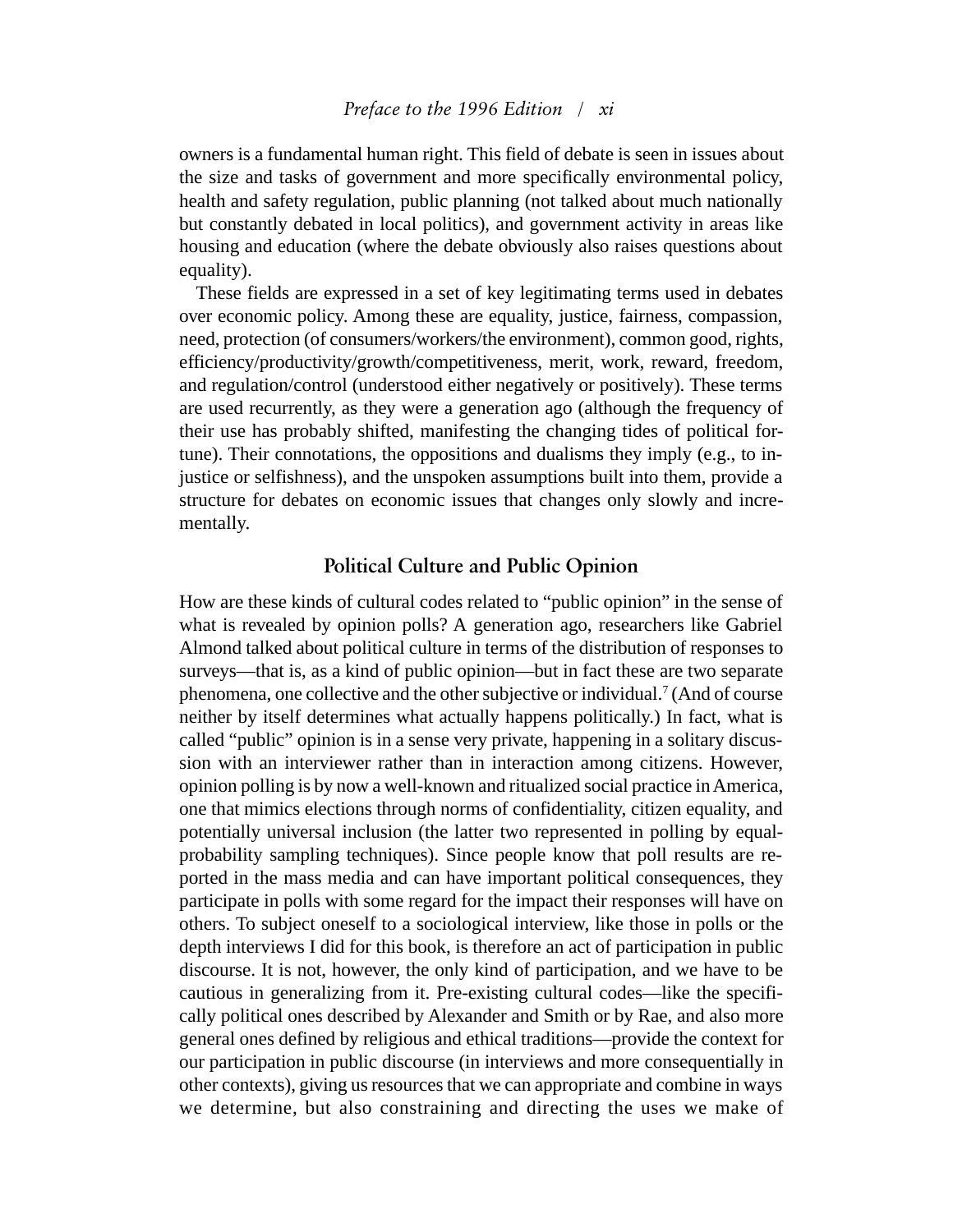owners is a fundamental human right. This field of debate is seen in issues about the size and tasks of government and more specifically environmental policy, health and safety regulation, public planning (not talked about much nationally but constantly debated in local politics), and government activity in areas like housing and education (where the debate obviously also raises questions about equality).

These fields are expressed in a set of key legitimating terms used in debates over economic policy. Among these are equality, justice, fairness, compassion, need, protection (of consumers/workers/the environment), common good, rights, efficiency/productivity/growth/competitiveness, merit, work, reward, freedom, and regulation/control (understood either negatively or positively). These terms are used recurrently, as they were a generation ago (although the frequency of their use has probably shifted, manifesting the changing tides of political fortune). Their connotations, the oppositions and dualisms they imply (e.g., to injustice or selfishness), and the unspoken assumptions built into them, provide a structure for debates on economic issues that changes only slowly and incrementally.

## Political Culture and Public Opinion

How are these kinds of cultural codes related to "public opinion" in the sense of what is revealed by opinion polls? A generation ago, researchers like Gabriel Almond talked about political culture in terms of the distribution of responses to surveys—that is, as a kind of public opinion—but in fact these are two separate phenomena, one collective and the other subjective or individual.[7] (And of course neither by itself determines what actually happens politically.) In fact, what is called "public" opinion is in a sense very private, happening in a solitary discussion with an interviewer rather than in interaction among citizens. However, opinion polling is by now a well-known and ritualized social practice in America, one that mimics elections through norms of confidentiality, citizen equality, and potentially universal inclusion (the latter two represented in polling by equal-probability sampling techniques). Since people know that poll results are reported in the mass media and can have important political consequences, they participate in polls with some regard for the impact their responses will have on others. To subject oneself to a sociological interview, like those in polls or the depth interviews I did for this book, is therefore an act of participation in public discourse. It is not, however, the only kind of participation, and we have to be cautious in generalizing from it. Pre-existing cultural codes—like the specifically political ones described by Alexander and Smith or by Rae, and also more general ones defined by religious and ethical traditions—provide the context for our participation in public discourse (in interviews and more consequentially in other contexts), giving us resources that we can appropriate and combine in ways we determine, but also constraining and directing the uses we make of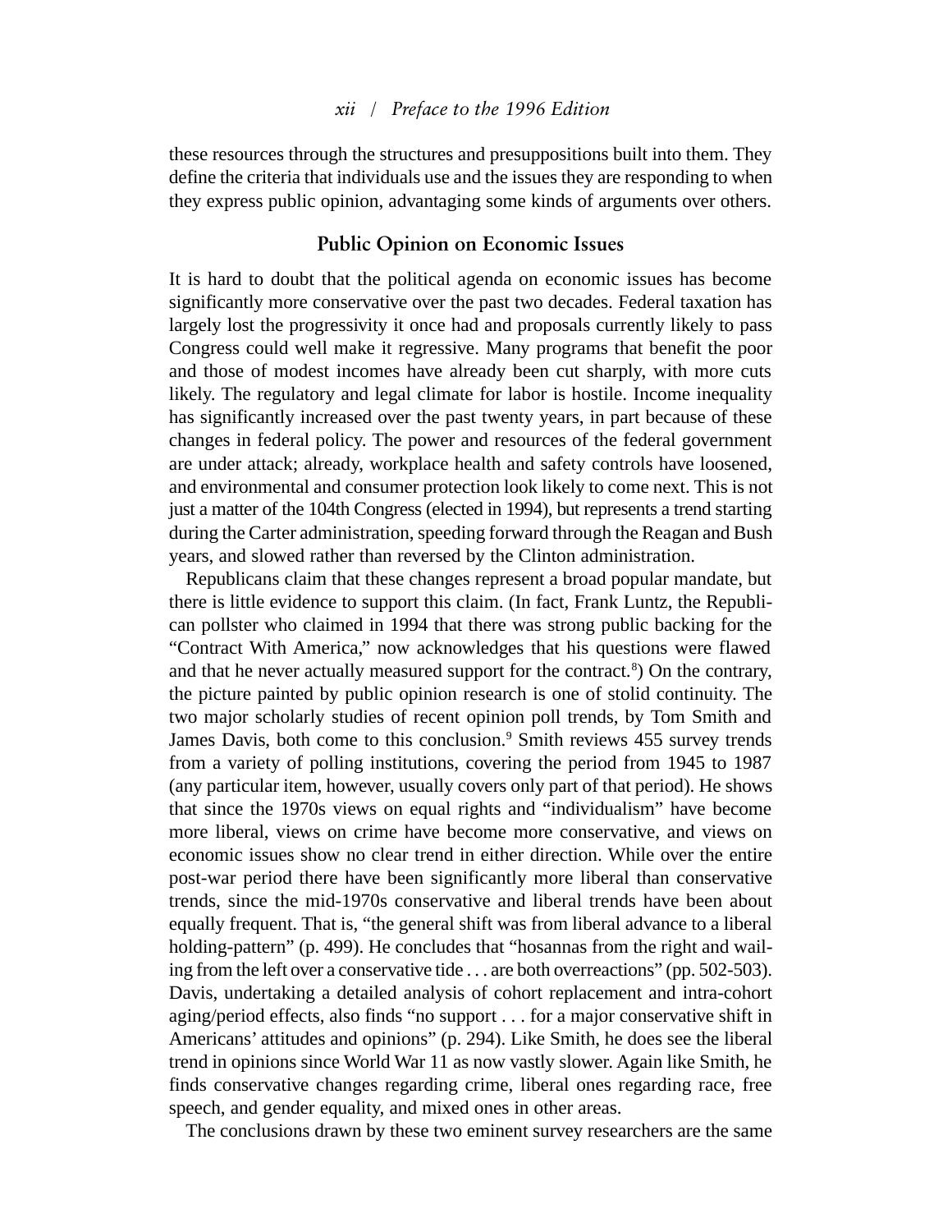these resources through the structures and presuppositions built into them. They define the criteria that individuals use and the issues they are responding to when they express public opinion, advantaging some kinds of arguments over others.

## Public Opinion on Economic Issues

It is hard to doubt that the political agenda on economic issues has become significantly more conservative over the past two decades. Federal taxation has largely lost the progressivity it once had and proposals currently likely to pass Congress could well make it regressive. Many programs that benefit the poor and those of modest incomes have already been cut sharply, with more cuts likely. The regulatory and legal climate for labor is hostile. Income inequality has significantly increased over the past twenty years, in part because of these changes in federal policy. The power and resources of the federal government are under attack; already, workplace health and safety controls have loosened, and environmental and consumer protection look likely to come next. This is not just a matter of the 104th Congress (elected in 1994), but represents a trend starting during the Carter administration, speeding forward through the Reagan and Bush years, and slowed rather than reversed by the Clinton administration.

Republicans claim that these changes represent a broad popular mandate, but there is little evidence to support this claim. (In fact, Frank Luntz, the Republican pollster who claimed in 1994 that there was strong public backing for the "Contract With America," now acknowledges that his questions were flawed and that he never actually measured support for the contract.[8]) On the contrary, the picture painted by public opinion research is one of stolid continuity. The two major scholarly studies of recent opinion poll trends, by Tom Smith and James Davis, both come to this conclusion.[9] Smith reviews 455 survey trends from a variety of polling institutions, covering the period from 1945 to 1987 (any particular item, however, usually covers only part of that period). He shows that since the 1970s views on equal rights and "individualism" have become more liberal, views on crime have become more conservative, and views on economic issues show no clear trend in either direction. While over the entire post-war period there have been significantly more liberal than conservative trends, since the mid-1970s conservative and liberal trends have been about equally frequent. That is, "the general shift was from liberal advance to a liberal holding-pattern" (p. 499). He concludes that "hosannas from the right and wailing from the left over a conservative tide . . . are both overreactions" (pp. 502-503). Davis, undertaking a detailed analysis of cohort replacement and intra-cohort aging/period effects, also finds "no support . . . for a major conservative shift in Americans' attitudes and opinions" (p. 294). Like Smith, he does see the liberal trend in opinions since World War 11 as now vastly slower. Again like Smith, he finds conservative changes regarding crime, liberal ones regarding race, free speech, and gender equality, and mixed ones in other areas.

The conclusions drawn by these two eminent survey researchers are the same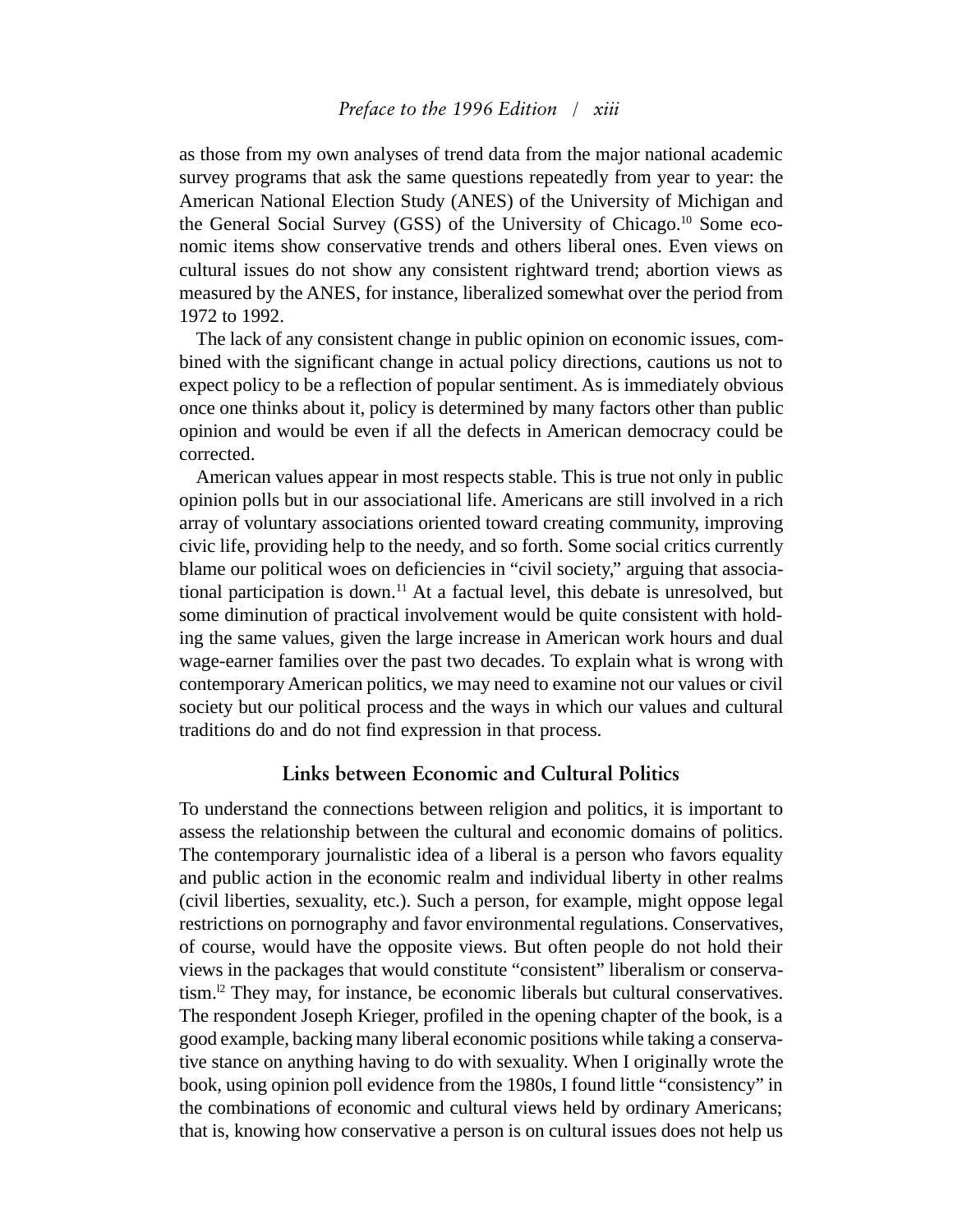as those from my own analyses of trend data from the major national academic survey programs that ask the same questions repeatedly from year to year: the American National Election Study (ANES) of the University of Michigan and the General Social Survey (GSS) of the University of Chicago.[10] Some economic items show conservative trends and others liberal ones. Even views on cultural issues do not show any consistent rightward trend; abortion views as measured by the ANES, for instance, liberalized somewhat over the period from 1972 to 1992.

The lack of any consistent change in public opinion on economic issues, combined with the significant change in actual policy directions, cautions us not to expect policy to be a reflection of popular sentiment. As is immediately obvious once one thinks about it, policy is determined by many factors other than public opinion and would be even if all the defects in American democracy could be corrected.

American values appear in most respects stable. This is true not only in public opinion polls but in our associational life. Americans are still involved in a rich array of voluntary associations oriented toward creating community, improving civic life, providing help to the needy, and so forth. Some social critics currently blame our political woes on deficiencies in "civil society," arguing that associational participation is down.[11] At a factual level, this debate is unresolved, but some diminution of practical involvement would be quite consistent with holding the same values, given the large increase in American work hours and dual wage-earner families over the past two decades. To explain what is wrong with contemporary American politics, we may need to examine not our values or civil society but our political process and the ways in which our values and cultural traditions do and do not find expression in that process.

## Links between Economic and Cultural Politics

To understand the connections between religion and politics, it is important to assess the relationship between the cultural and economic domains of politics. The contemporary journalistic idea of a liberal is a person who favors equality and public action in the economic realm and individual liberty in other realms (civil liberties, sexuality, etc.). Such a person, for example, might oppose legal restrictions on pornography and favor environmental regulations. Conservatives, of course, would have the opposite views. But often people do not hold their views in the packages that would constitute "consistent" liberalism or conservatism.[12] They may, for instance, be economic liberals but cultural conservatives. The respondent Joseph Krieger, profiled in the opening chapter of the book, is a good example, backing many liberal economic positions while taking a conservative stance on anything having to do with sexuality. When I originally wrote the book, using opinion poll evidence from the 1980s, I found little "consistency" in the combinations of economic and cultural views held by ordinary Americans; that is, knowing how conservative a person is on cultural issues does not help us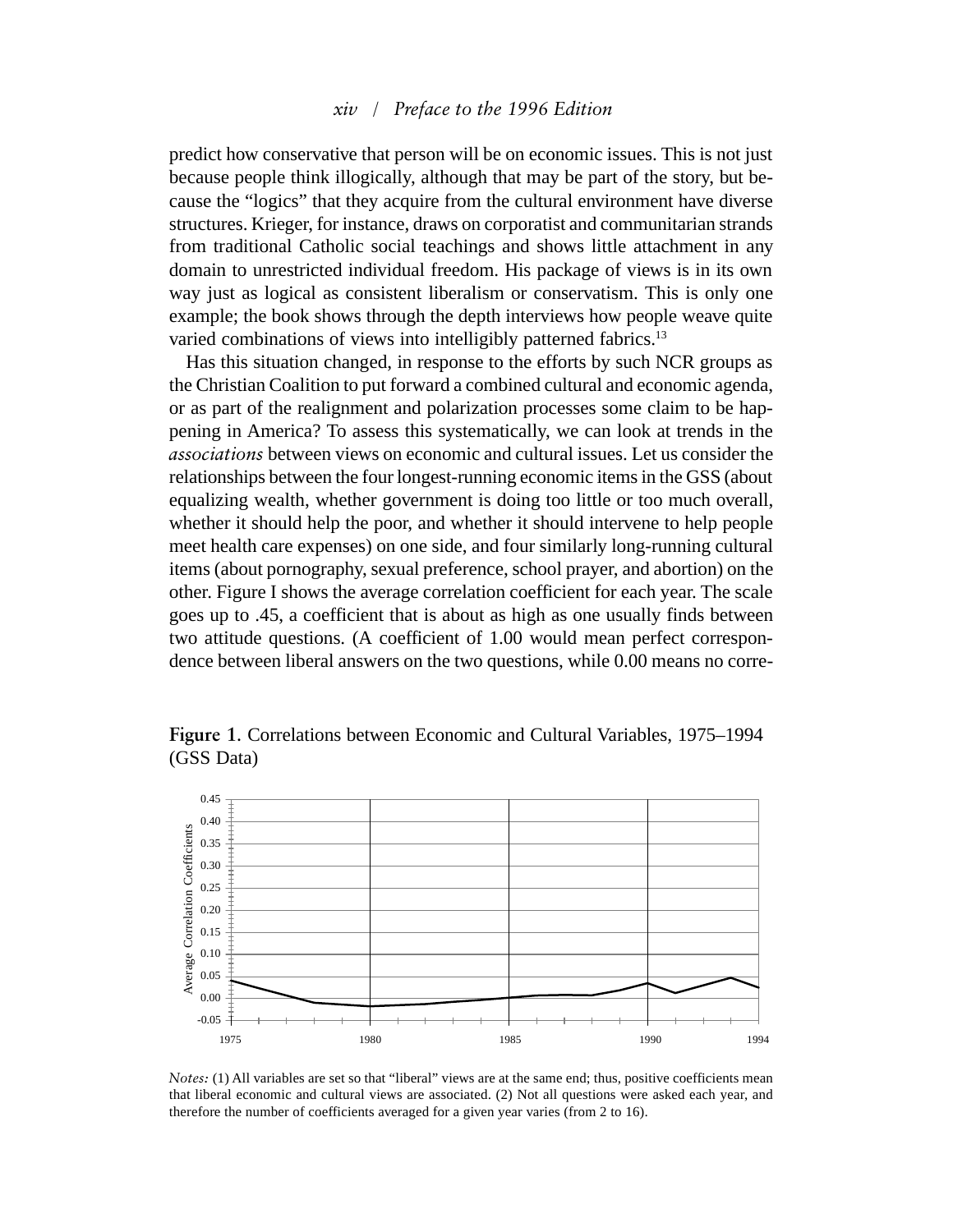predict how conservative that person will be on economic issues. This is not just because people think illogically, although that may be part of the story, but because the "logics" that they acquire from the cultural environment have diverse structures. Krieger, for instance, draws on corporatist and communitarian strands from traditional Catholic social teachings and shows little attachment in any domain to unrestricted individual freedom. His package of views is in its own way just as logical as consistent liberalism or conservatism. This is only one example; the book shows through the depth interviews how people weave quite varied combinations of views into intelligibly patterned fabrics.[13]

Has this situation changed, in response to the efforts by such NCR groups as the Christian Coalition to put forward a combined cultural and economic agenda, or as part of the realignment and polarization processes some claim to be happening in America? To assess this systematically, we can look at trends in the *associations* between views on economic and cultural issues. Let us consider the relationships between the four longest-running economic items in the GSS (about equalizing wealth, whether government is doing too little or too much overall, whether it should help the poor, and whether it should intervene to help people meet health care expenses) on one side, and four similarly long-running cultural items (about pornography, sexual preference, school prayer, and abortion) on the other. Figure I shows the average correlation coefficient for each year. The scale goes up to .45, a coefficient that is about as high as one usually finds between two attitude questions. (A coefficient of 1.00 would mean perfect correspondence between liberal answers on the two questions, while 0.00 means no corre-

**Figure 1.** Correlations between Economic and Cultural Variables, 1975–1994 (GSS Data)

*Notes:* (1) All variables are set so that "liberal" views are at the same end; thus, positive coefficients mean that liberal economic and cultural views are associated. (2) Not all questions were asked each year, and therefore the number of coefficients averaged for a given year varies (from 2 to 16).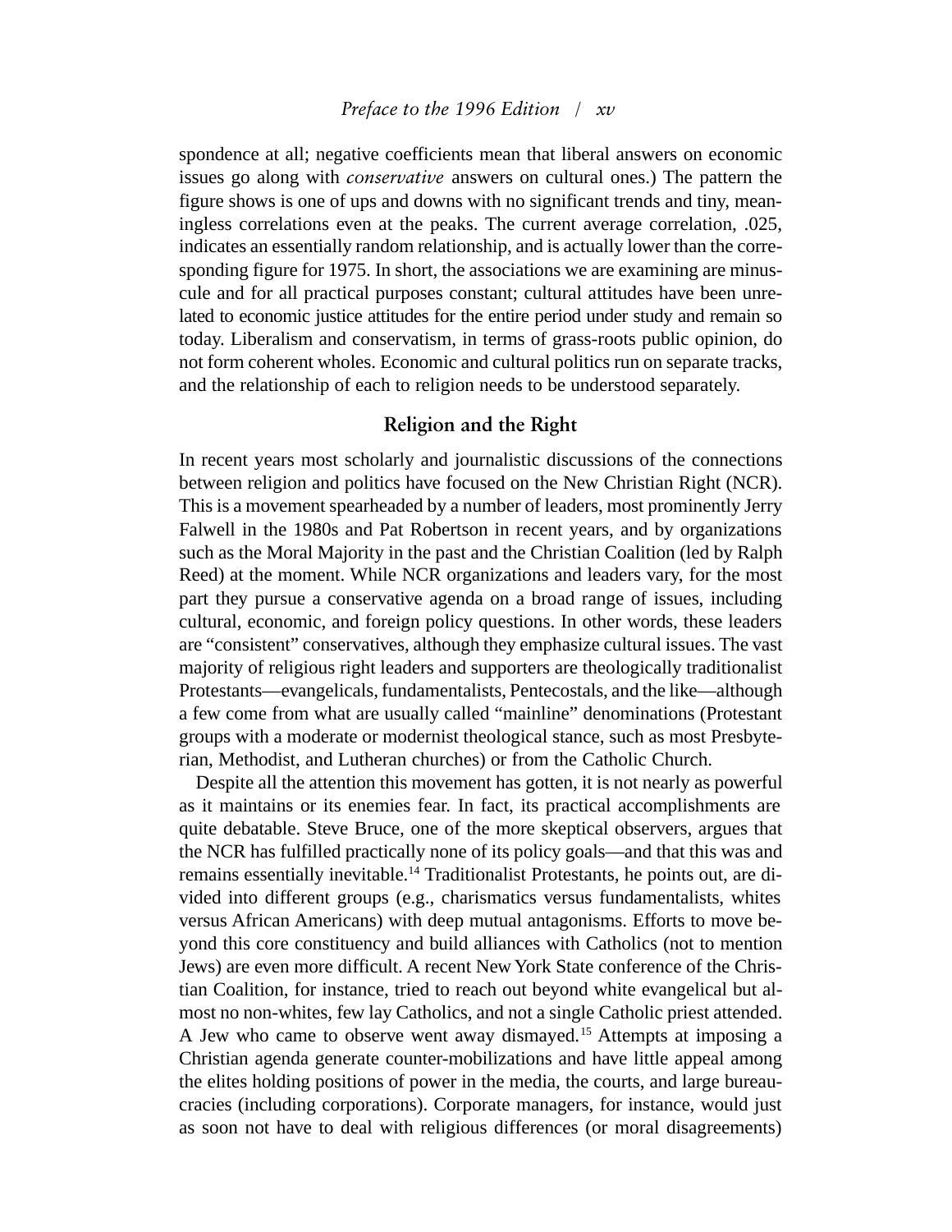spondence at all; negative coefficients mean that liberal answers on economic issues go along with *conservative* answers on cultural ones.) The pattern the figure shows is one of ups and downs with no significant trends and tiny, meaningless correlations even at the peaks. The current average correlation, .025, indicates an essentially random relationship, and is actually lower than the corresponding figure for 1975. In short, the associations we are examining are minuscule and for all practical purposes constant; cultural attitudes have been unrelated to economic justice attitudes for the entire period under study and remain so today. Liberalism and conservatism, in terms of grass-roots public opinion, do not form coherent wholes. Economic and cultural politics run on separate tracks, and the relationship of each to religion needs to be understood separately.

## Religion and the Right

In recent years most scholarly and journalistic discussions of the connections between religion and politics have focused on the New Christian Right (NCR). This is a movement spearheaded by a number of leaders, most prominently Jerry Falwell in the 1980s and Pat Robertson in recent years, and by organizations such as the Moral Majority in the past and the Christian Coalition (led by Ralph Reed) at the moment. While NCR organizations and leaders vary, for the most part they pursue a conservative agenda on a broad range of issues, including cultural, economic, and foreign policy questions. In other words, these leaders are "consistent" conservatives, although they emphasize cultural issues. The vast majority of religious right leaders and supporters are theologically traditionalist Protestants—evangelicals, fundamentalists, Pentecostals, and the like—although a few come from what are usually called "mainline" denominations (Protestant groups with a moderate or modernist theological stance, such as most Presbyterian, Methodist, and Lutheran churches) or from the Catholic Church.

Despite all the attention this movement has gotten, it is not nearly as powerful as it maintains or its enemies fear. In fact, its practical accomplishments are quite debatable. Steve Bruce, one of the more skeptical observers, argues that the NCR has fulfilled practically none of its policy goals—and that this was and remains essentially inevitable.[14] Traditionalist Protestants, he points out, are divided into different groups (e.g., charismatics versus fundamentalists, whites versus African Americans) with deep mutual antagonisms. Efforts to move beyond this core constituency and build alliances with Catholics (not to mention Jews) are even more difficult. A recent New York State conference of the Christian Coalition, for instance, tried to reach out beyond white evangelical but almost no non-whites, few lay Catholics, and not a single Catholic priest attended. A Jew who came to observe went away dismayed.[15] Attempts at imposing a Christian agenda generate counter-mobilizations and have little appeal among the elites holding positions of power in the media, the courts, and large bureaucracies (including corporations). Corporate managers, for instance, would just as soon not have to deal with religious differences (or moral disagreements)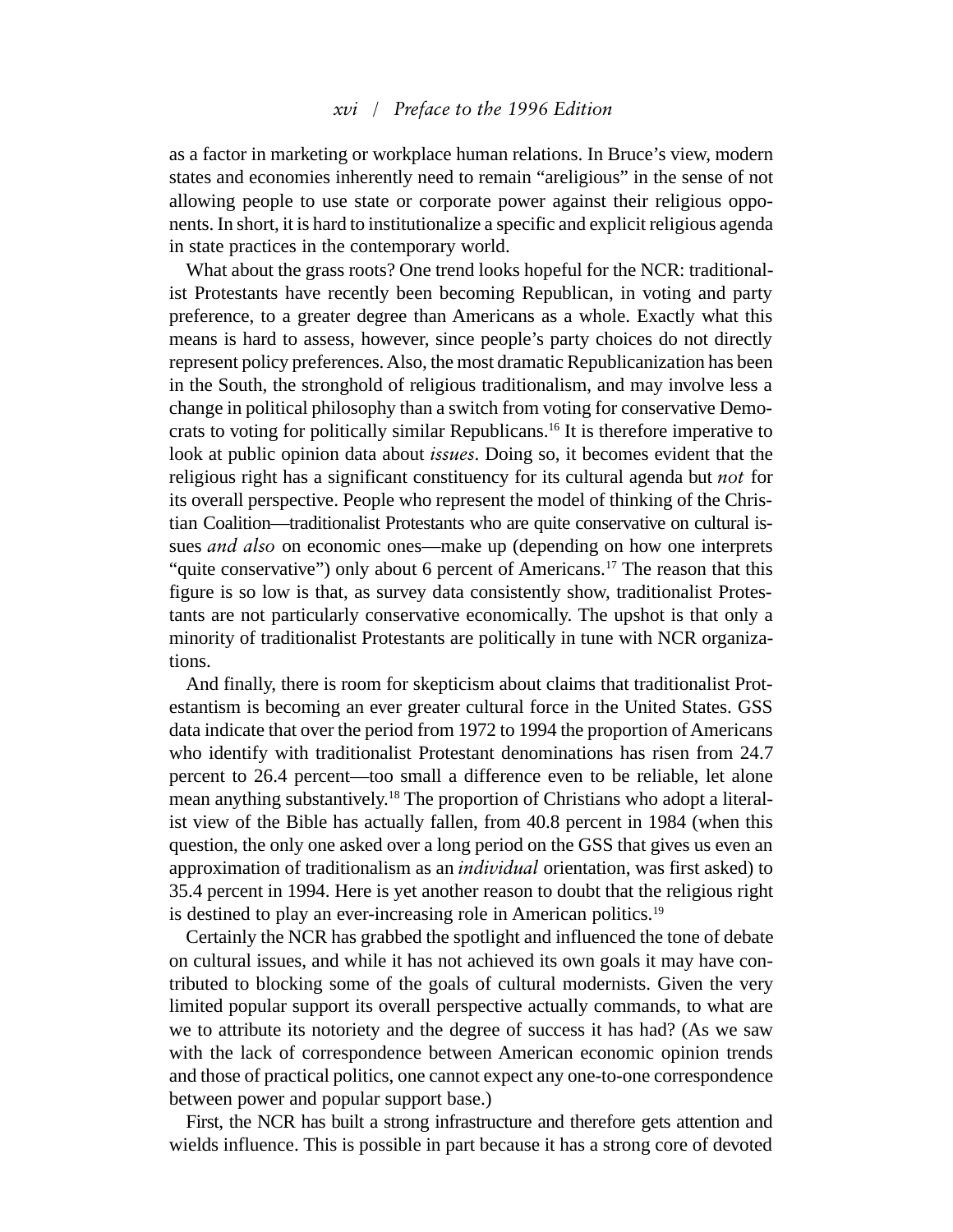as a factor in marketing or workplace human relations. In Bruce's view, modern states and economies inherently need to remain "areligious" in the sense of not allowing people to use state or corporate power against their religious opponents. In short, it is hard to institutionalize a specific and explicit religious agenda in state practices in the contemporary world.

What about the grass roots? One trend looks hopeful for the NCR: traditionalist Protestants have recently been becoming Republican, in voting and party preference, to a greater degree than Americans as a whole. Exactly what this means is hard to assess, however, since people's party choices do not directly represent policy preferences. Also, the most dramatic Republicanization has been in the South, the stronghold of religious traditionalism, and may involve less a change in political philosophy than a switch from voting for conservative Democrats to voting for politically similar Republicans.[16] It is therefore imperative to look at public opinion data about *issues*. Doing so, it becomes evident that the religious right has a significant constituency for its cultural agenda but *not* for its overall perspective. People who represent the model of thinking of the Christian Coalition—traditionalist Protestants who are quite conservative on cultural issues *and also* on economic ones—make up (depending on how one interprets "quite conservative") only about 6 percent of Americans.[17] The reason that this figure is so low is that, as survey data consistently show, traditionalist Protestants are not particularly conservative economically. The upshot is that only a minority of traditionalist Protestants are politically in tune with NCR organizations.

And finally, there is room for skepticism about claims that traditionalist Protestantism is becoming an ever greater cultural force in the United States. GSS data indicate that over the period from 1972 to 1994 the proportion of Americans who identify with traditionalist Protestant denominations has risen from 24.7 percent to 26.4 percent—too small a difference even to be reliable, let alone mean anything substantively.[18] The proportion of Christians who adopt a literalist view of the Bible has actually fallen, from 40.8 percent in 1984 (when this question, the only one asked over a long period on the GSS that gives us even an approximation of traditionalism as an *individual* orientation, was first asked) to 35.4 percent in 1994. Here is yet another reason to doubt that the religious right is destined to play an ever-increasing role in American politics.[19]

Certainly the NCR has grabbed the spotlight and influenced the tone of debate on cultural issues, and while it has not achieved its own goals it may have contributed to blocking some of the goals of cultural modernists. Given the very limited popular support its overall perspective actually commands, to what are we to attribute its notoriety and the degree of success it has had? (As we saw with the lack of correspondence between American economic opinion trends and those of practical politics, one cannot expect any one-to-one correspondence between power and popular support base.)

First, the NCR has built a strong infrastructure and therefore gets attention and wields influence. This is possible in part because it has a strong core of devoted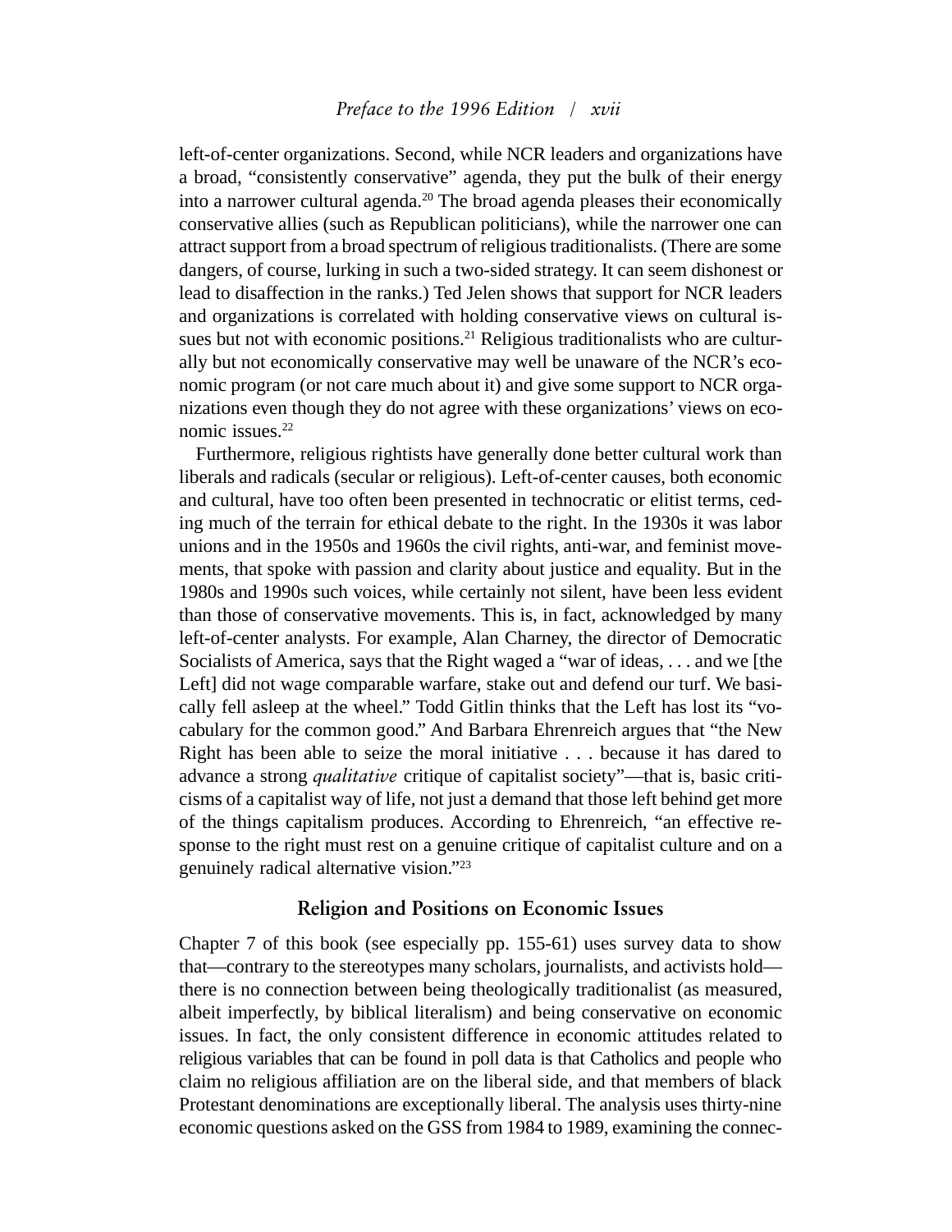left-of-center organizations. Second, while NCR leaders and organizations have a broad, "consistently conservative" agenda, they put the bulk of their energy into a narrower cultural agenda.[20] The broad agenda pleases their economically conservative allies (such as Republican politicians), while the narrower one can attract support from a broad spectrum of religious traditionalists. (There are some dangers, of course, lurking in such a two-sided strategy. It can seem dishonest or lead to disaffection in the ranks.) Ted Jelen shows that support for NCR leaders and organizations is correlated with holding conservative views on cultural issues but not with economic positions.[21] Religious traditionalists who are culturally but not economically conservative may well be unaware of the NCR's economic program (or not care much about it) and give some support to NCR organizations even though they do not agree with these organizations' views on economic issues.[22]

Furthermore, religious rightists have generally done better cultural work than liberals and radicals (secular or religious). Left-of-center causes, both economic and cultural, have too often been presented in technocratic or elitist terms, ceding much of the terrain for ethical debate to the right. In the 1930s it was labor unions and in the 1950s and 1960s the civil rights, anti-war, and feminist movements, that spoke with passion and clarity about justice and equality. But in the 1980s and 1990s such voices, while certainly not silent, have been less evident than those of conservative movements. This is, in fact, acknowledged by many left-of-center analysts. For example, Alan Charney, the director of Democratic Socialists of America, says that the Right waged a "war of ideas, . . . and we [the Left] did not wage comparable warfare, stake out and defend our turf. We basically fell asleep at the wheel." Todd Gitlin thinks that the Left has lost its "vocabulary for the common good." And Barbara Ehrenreich argues that "the New Right has been able to seize the moral initiative . . . because it has dared to advance a strong *qualitative* critique of capitalist society"—that is, basic criticisms of a capitalist way of life, not just a demand that those left behind get more of the things capitalism produces. According to Ehrenreich, "an effective response to the right must rest on a genuine critique of capitalist culture and on a genuinely radical alternative vision."[23]

## Religion and Positions on Economic Issues

Chapter 7 of this book (see especially pp. 155-61) uses survey data to show that—contrary to the stereotypes many scholars, journalists, and activists hold—there is no connection between being theologically traditionalist (as measured, albeit imperfectly, by biblical literalism) and being conservative on economic issues. In fact, the only consistent difference in economic attitudes related to religious variables that can be found in poll data is that Catholics and people who claim no religious affiliation are on the liberal side, and that members of black Protestant denominations are exceptionally liberal. The analysis uses thirty-nine economic questions asked on the GSS from 1984 to 1989, examining the connec-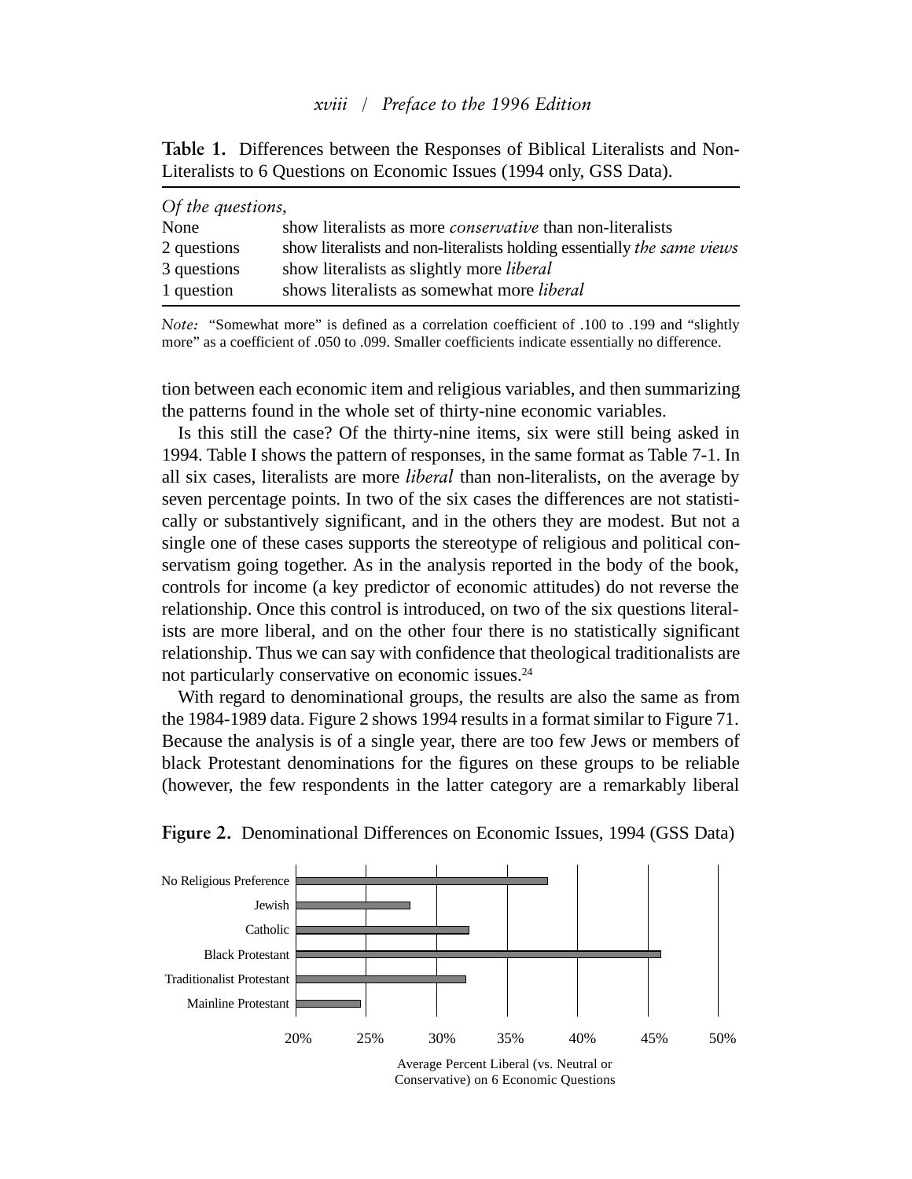**Table 1.** Differences between the Responses of Biblical Literalists and Non-Literalists to 6 Questions on Economic Issues (1994 only, GSS Data).

| *Of the questions,* | |
|---|---|
| None | show literalists as more *conservative* than non-literalists |
| 2 questions | show literalists and non-literalists holding essentially *the same views* |
| 3 questions | show literalists as slightly more *liberal* |
| 1 question | shows literalists as somewhat more *liberal* |

*Note:* "Somewhat more" is defined as a correlation coefficient of .100 to .199 and "slightly more" as a coefficient of .050 to .099. Smaller coefficients indicate essentially no difference.

tion between each economic item and religious variables, and then summarizing the patterns found in the whole set of thirty-nine economic variables.

Is this still the case? Of the thirty-nine items, six were still being asked in 1994. Table I shows the pattern of responses, in the same format as Table 7-1. In all six cases, literalists are more *liberal* than non-literalists, on the average by seven percentage points. In two of the six cases the differences are not statistically or substantively significant, and in the others they are modest. But not a single one of these cases supports the stereotype of religious and political conservatism going together. As in the analysis reported in the body of the book, controls for income (a key predictor of economic attitudes) do not reverse the relationship. Once this control is introduced, on two of the six questions literalists are more liberal, and on the other four there is no statistically significant relationship. Thus we can say with confidence that theological traditionalists are not particularly conservative on economic issues.[24]

With regard to denominational groups, the results are also the same as from the 1984-1989 data. Figure 2 shows 1994 results in a format similar to Figure 71. Because the analysis is of a single year, there are too few Jews or members of black Protestant denominations for the figures on these groups to be reliable (however, the few respondents in the latter category are a remarkably liberal

**Figure 2.** Denominational Differences on Economic Issues, 1994 (GSS Data)

| Group | Average Percent Liberal (approx.) |
|---|---|
| No Religious Preference | ~38% |
| Jewish | ~28% |
| Catholic | ~32% |
| Black Protestant | ~46% |
| Traditionalist Protestant | ~32% |
| Mainline Protestant | ~24.5% |

Average Percent Liberal (vs. Neutral or Conservative) on 6 Economic Questions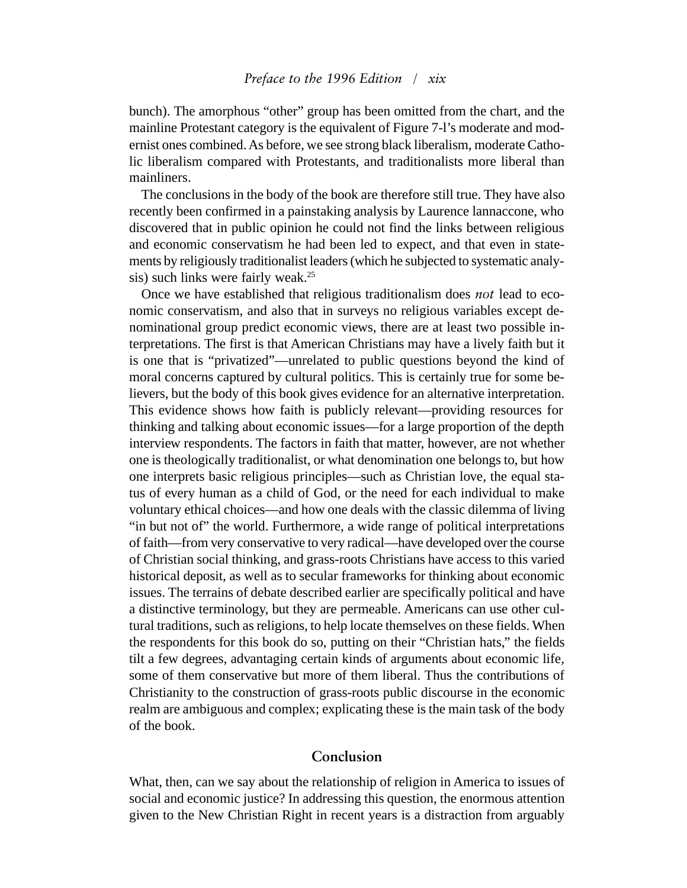bunch). The amorphous "other" group has been omitted from the chart, and the mainline Protestant category is the equivalent of Figure 7-l's moderate and modernist ones combined. As before, we see strong black liberalism, moderate Catholic liberalism compared with Protestants, and traditionalists more liberal than mainliners.

The conclusions in the body of the book are therefore still true. They have also recently been confirmed in a painstaking analysis by Laurence lannaccone, who discovered that in public opinion he could not find the links between religious and economic conservatism he had been led to expect, and that even in statements by religiously traditionalist leaders (which he subjected to systematic analysis) such links were fairly weak.[25]

Once we have established that religious traditionalism does *not* lead to economic conservatism, and also that in surveys no religious variables except denominational group predict economic views, there are at least two possible interpretations. The first is that American Christians may have a lively faith but it is one that is "privatized"—unrelated to public questions beyond the kind of moral concerns captured by cultural politics. This is certainly true for some believers, but the body of this book gives evidence for an alternative interpretation. This evidence shows how faith is publicly relevant—providing resources for thinking and talking about economic issues—for a large proportion of the depth interview respondents. The factors in faith that matter, however, are not whether one is theologically traditionalist, or what denomination one belongs to, but how one interprets basic religious principles—such as Christian love, the equal status of every human as a child of God, or the need for each individual to make voluntary ethical choices—and how one deals with the classic dilemma of living "in but not of" the world. Furthermore, a wide range of political interpretations of faith—from very conservative to very radical—have developed over the course of Christian social thinking, and grass-roots Christians have access to this varied historical deposit, as well as to secular frameworks for thinking about economic issues. The terrains of debate described earlier are specifically political and have a distinctive terminology, but they are permeable. Americans can use other cultural traditions, such as religions, to help locate themselves on these fields. When the respondents for this book do so, putting on their "Christian hats," the fields tilt a few degrees, advantaging certain kinds of arguments about economic life, some of them conservative but more of them liberal. Thus the contributions of Christianity to the construction of grass-roots public discourse in the economic realm are ambiguous and complex; explicating these is the main task of the body of the book.

## Conclusion

What, then, can we say about the relationship of religion in America to issues of social and economic justice? In addressing this question, the enormous attention given to the New Christian Right in recent years is a distraction from arguably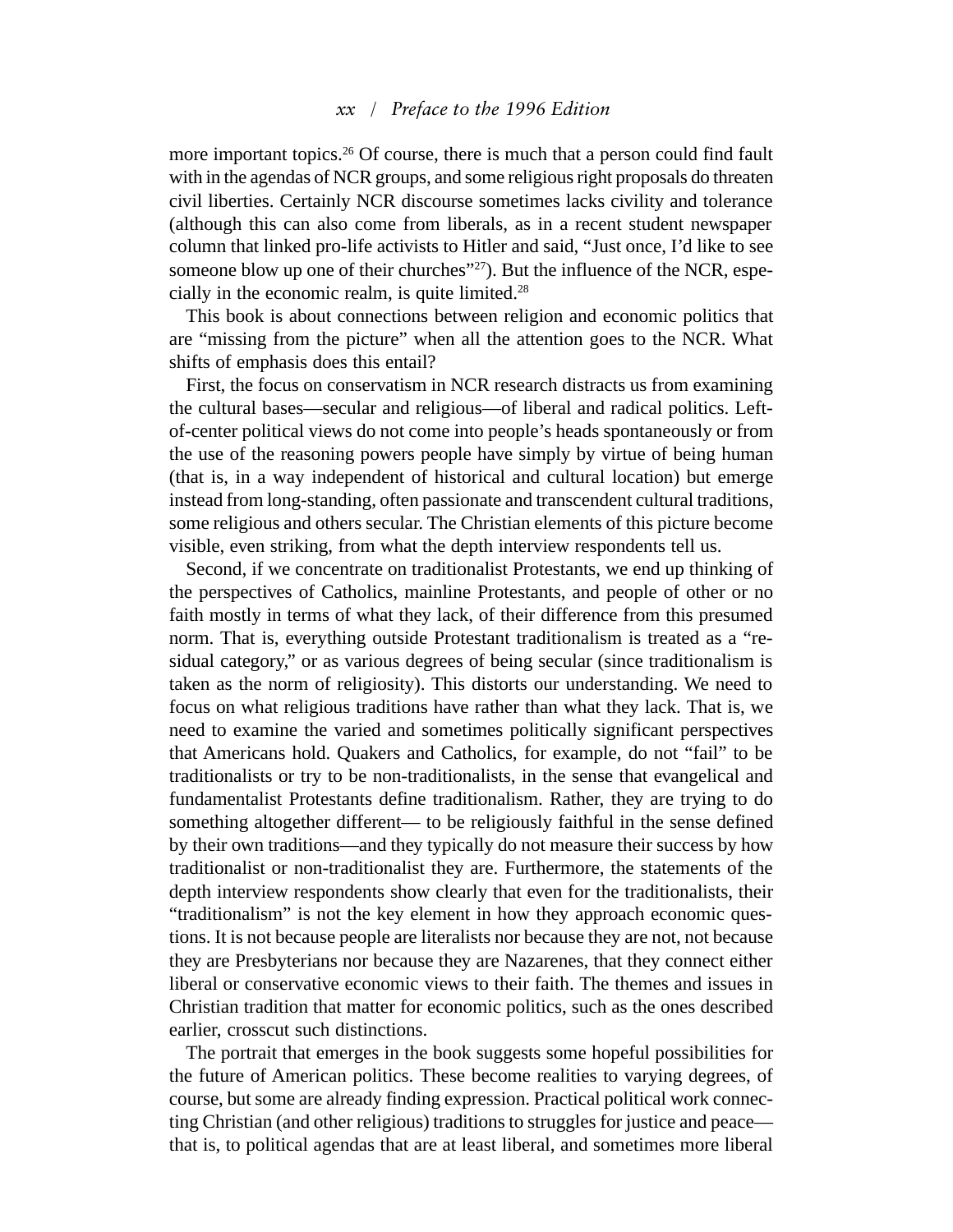more important topics.[26] Of course, there is much that a person could find fault with in the agendas of NCR groups, and some religious right proposals do threaten civil liberties. Certainly NCR discourse sometimes lacks civility and tolerance (although this can also come from liberals, as in a recent student newspaper column that linked pro-life activists to Hitler and said, "Just once, I'd like to see someone blow up one of their churches"[27]). But the influence of the NCR, especially in the economic realm, is quite limited.[28]

This book is about connections between religion and economic politics that are "missing from the picture" when all the attention goes to the NCR. What shifts of emphasis does this entail?

First, the focus on conservatism in NCR research distracts us from examining the cultural bases—secular and religious—of liberal and radical politics. Left-of-center political views do not come into people's heads spontaneously or from the use of the reasoning powers people have simply by virtue of being human (that is, in a way independent of historical and cultural location) but emerge instead from long-standing, often passionate and transcendent cultural traditions, some religious and others secular. The Christian elements of this picture become visible, even striking, from what the depth interview respondents tell us.

Second, if we concentrate on traditionalist Protestants, we end up thinking of the perspectives of Catholics, mainline Protestants, and people of other or no faith mostly in terms of what they lack, of their difference from this presumed norm. That is, everything outside Protestant traditionalism is treated as a "residual category," or as various degrees of being secular (since traditionalism is taken as the norm of religiosity). This distorts our understanding. We need to focus on what religious traditions have rather than what they lack. That is, we need to examine the varied and sometimes politically significant perspectives that Americans hold. Quakers and Catholics, for example, do not "fail" to be traditionalists or try to be non-traditionalists, in the sense that evangelical and fundamentalist Protestants define traditionalism. Rather, they are trying to do something altogether different— to be religiously faithful in the sense defined by their own traditions—and they typically do not measure their success by how traditionalist or non-traditionalist they are. Furthermore, the statements of the depth interview respondents show clearly that even for the traditionalists, their "traditionalism" is not the key element in how they approach economic questions. It is not because people are literalists nor because they are not, not because they are Presbyterians nor because they are Nazarenes, that they connect either liberal or conservative economic views to their faith. The themes and issues in Christian tradition that matter for economic politics, such as the ones described earlier, crosscut such distinctions.

The portrait that emerges in the book suggests some hopeful possibilities for the future of American politics. These become realities to varying degrees, of course, but some are already finding expression. Practical political work connecting Christian (and other religious) traditions to struggles for justice and peace—that is, to political agendas that are at least liberal, and sometimes more liberal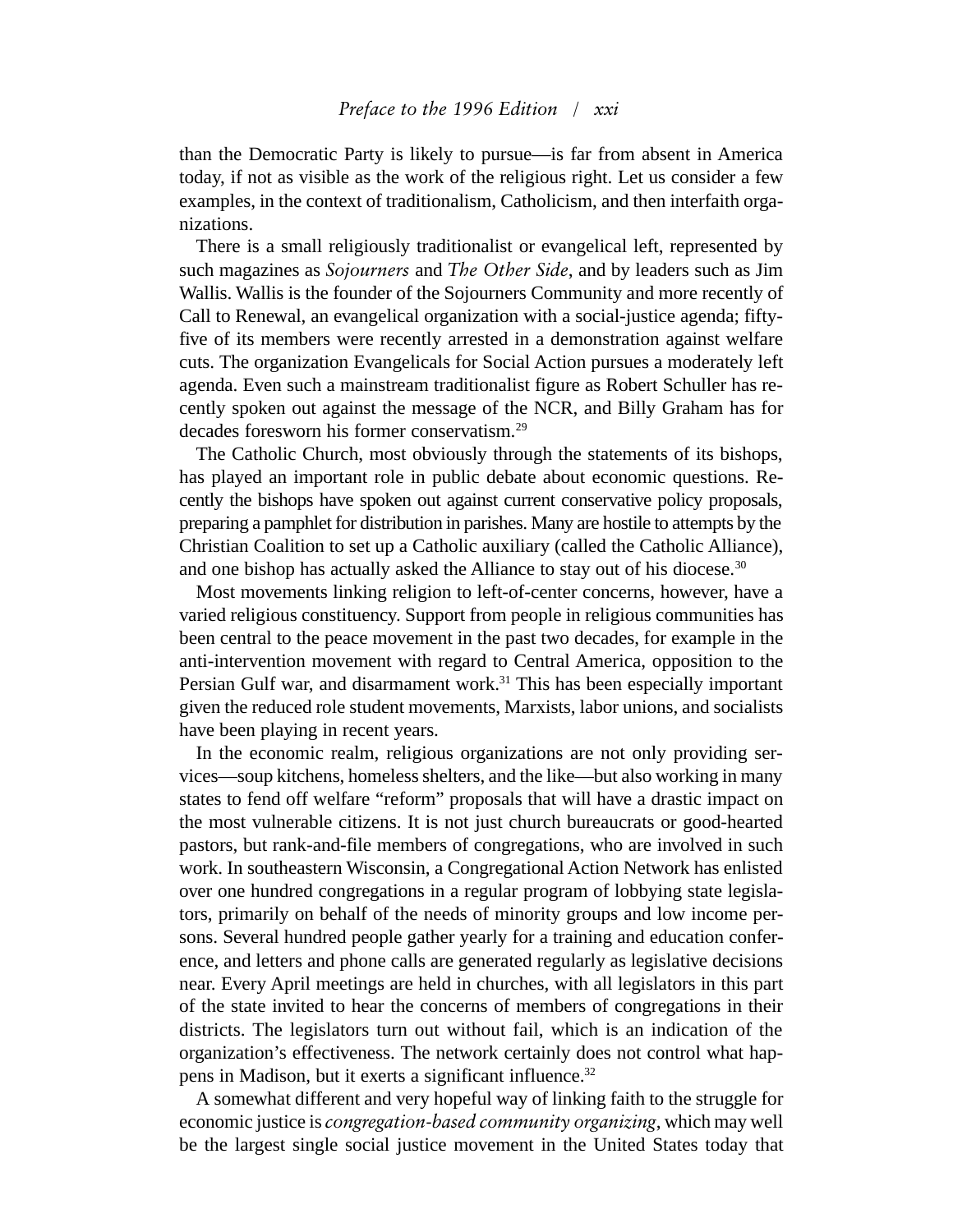than the Democratic Party is likely to pursue—is far from absent in America today, if not as visible as the work of the religious right. Let us consider a few examples, in the context of traditionalism, Catholicism, and then interfaith organizations.

There is a small religiously traditionalist or evangelical left, represented by such magazines as *Sojourners* and *The Other Side*, and by leaders such as Jim Wallis. Wallis is the founder of the Sojourners Community and more recently of Call to Renewal, an evangelical organization with a social-justice agenda; fifty-five of its members were recently arrested in a demonstration against welfare cuts. The organization Evangelicals for Social Action pursues a moderately left agenda. Even such a mainstream traditionalist figure as Robert Schuller has recently spoken out against the message of the NCR, and Billy Graham has for decades foresworn his former conservatism.[29]

The Catholic Church, most obviously through the statements of its bishops, has played an important role in public debate about economic questions. Recently the bishops have spoken out against current conservative policy proposals, preparing a pamphlet for distribution in parishes. Many are hostile to attempts by the Christian Coalition to set up a Catholic auxiliary (called the Catholic Alliance), and one bishop has actually asked the Alliance to stay out of his diocese.[30]

Most movements linking religion to left-of-center concerns, however, have a varied religious constituency. Support from people in religious communities has been central to the peace movement in the past two decades, for example in the anti-intervention movement with regard to Central America, opposition to the Persian Gulf war, and disarmament work.[31] This has been especially important given the reduced role student movements, Marxists, labor unions, and socialists have been playing in recent years.

In the economic realm, religious organizations are not only providing services—soup kitchens, homeless shelters, and the like—but also working in many states to fend off welfare "reform" proposals that will have a drastic impact on the most vulnerable citizens. It is not just church bureaucrats or good-hearted pastors, but rank-and-file members of congregations, who are involved in such work. In southeastern Wisconsin, a Congregational Action Network has enlisted over one hundred congregations in a regular program of lobbying state legislators, primarily on behalf of the needs of minority groups and low income persons. Several hundred people gather yearly for a training and education conference, and letters and phone calls are generated regularly as legislative decisions near. Every April meetings are held in churches, with all legislators in this part of the state invited to hear the concerns of members of congregations in their districts. The legislators turn out without fail, which is an indication of the organization's effectiveness. The network certainly does not control what happens in Madison, but it exerts a significant influence.[32]

A somewhat different and very hopeful way of linking faith to the struggle for economic justice is *congregation-based community organizing*, which may well be the largest single social justice movement in the United States today that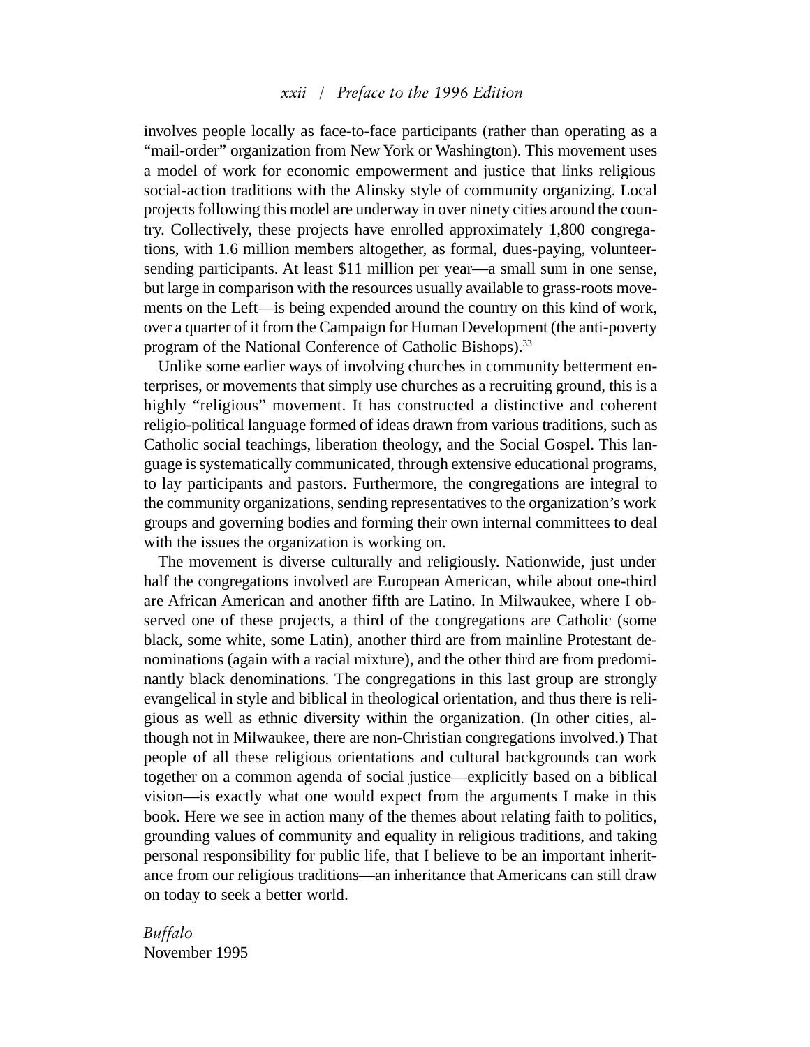involves people locally as face-to-face participants (rather than operating as a "mail-order" organization from New York or Washington). This movement uses a model of work for economic empowerment and justice that links religious social-action traditions with the Alinsky style of community organizing. Local projects following this model are underway in over ninety cities around the country. Collectively, these projects have enrolled approximately 1,800 congregations, with 1.6 million members altogether, as formal, dues-paying, volunteer-sending participants. At least $11 million per year—a small sum in one sense, but large in comparison with the resources usually available to grass-roots movements on the Left—is being expended around the country on this kind of work, over a quarter of it from the Campaign for Human Development (the anti-poverty program of the National Conference of Catholic Bishops).[33]

Unlike some earlier ways of involving churches in community betterment enterprises, or movements that simply use churches as a recruiting ground, this is a highly "religious" movement. It has constructed a distinctive and coherent religio-political language formed of ideas drawn from various traditions, such as Catholic social teachings, liberation theology, and the Social Gospel. This language is systematically communicated, through extensive educational programs, to lay participants and pastors. Furthermore, the congregations are integral to the community organizations, sending representatives to the organization's work groups and governing bodies and forming their own internal committees to deal with the issues the organization is working on.

The movement is diverse culturally and religiously. Nationwide, just under half the congregations involved are European American, while about one-third are African American and another fifth are Latino. In Milwaukee, where I observed one of these projects, a third of the congregations are Catholic (some black, some white, some Latin), another third are from mainline Protestant denominations (again with a racial mixture), and the other third are from predominantly black denominations. The congregations in this last group are strongly evangelical in style and biblical in theological orientation, and thus there is religious as well as ethnic diversity within the organization. (In other cities, although not in Milwaukee, there are non-Christian congregations involved.) That people of all these religious orientations and cultural backgrounds can work together on a common agenda of social justice—explicitly based on a biblical vision—is exactly what one would expect from the arguments I make in this book. Here we see in action many of the themes about relating faith to politics, grounding values of community and equality in religious traditions, and taking personal responsibility for public life, that I believe to be an important inheritance from our religious traditions—an inheritance that Americans can still draw on today to seek a better world.

*Buffalo*
November 1995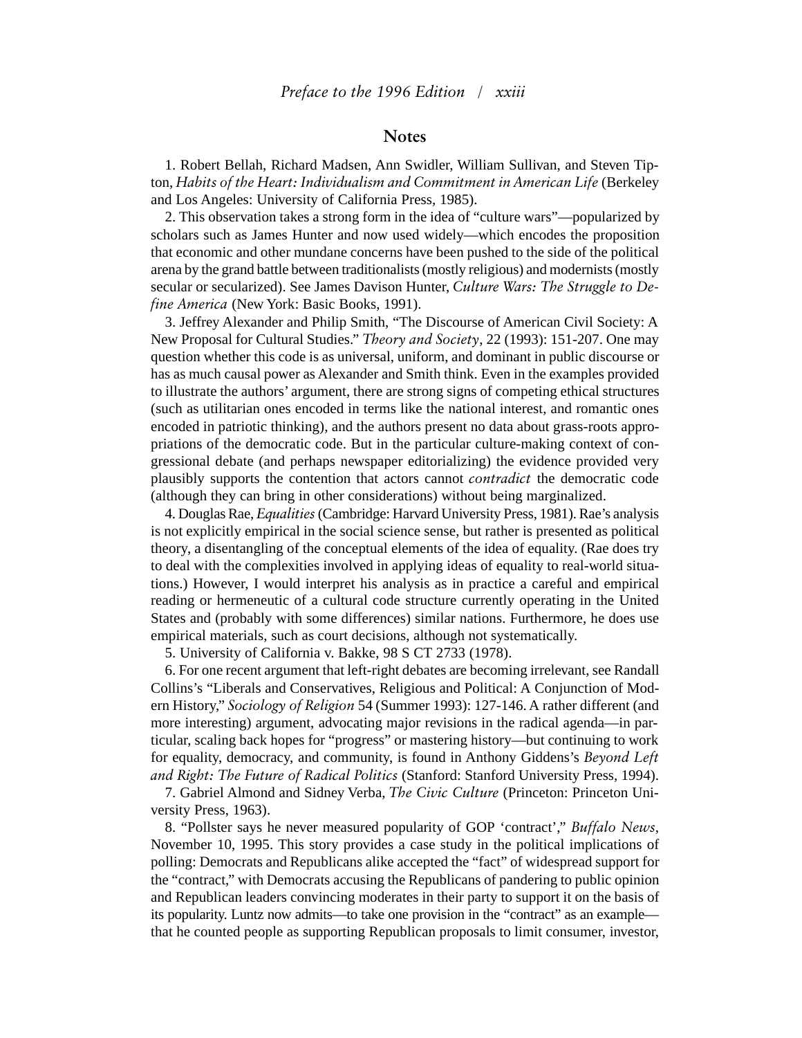## Notes

1. Robert Bellah, Richard Madsen, Ann Swidler, William Sullivan, and Steven Tipton, *Habits of the Heart: Individualism and Commitment in American Life* (Berkeley and Los Angeles: University of California Press, 1985).

2. This observation takes a strong form in the idea of "culture wars"—popularized by scholars such as James Hunter and now used widely—which encodes the proposition that economic and other mundane concerns have been pushed to the side of the political arena by the grand battle between traditionalists (mostly religious) and modernists (mostly secular or secularized). See James Davison Hunter, *Culture Wars: The Struggle to Define America* (New York: Basic Books, 1991).

3. Jeffrey Alexander and Philip Smith, "The Discourse of American Civil Society: A New Proposal for Cultural Studies." *Theory and Society*, 22 (1993): 151-207. One may question whether this code is as universal, uniform, and dominant in public discourse or has as much causal power as Alexander and Smith think. Even in the examples provided to illustrate the authors' argument, there are strong signs of competing ethical structures (such as utilitarian ones encoded in terms like the national interest, and romantic ones encoded in patriotic thinking), and the authors present no data about grass-roots appropriations of the democratic code. But in the particular culture-making context of congressional debate (and perhaps newspaper editorializing) the evidence provided very plausibly supports the contention that actors cannot *contradict* the democratic code (although they can bring in other considerations) without being marginalized.

4. Douglas Rae, *Equalities* (Cambridge: Harvard University Press, 1981). Rae's analysis is not explicitly empirical in the social science sense, but rather is presented as political theory, a disentangling of the conceptual elements of the idea of equality. (Rae does try to deal with the complexities involved in applying ideas of equality to real-world situations.) However, I would interpret his analysis as in practice a careful and empirical reading or hermeneutic of a cultural code structure currently operating in the United States and (probably with some differences) similar nations. Furthermore, he does use empirical materials, such as court decisions, although not systematically.

5. University of California v. Bakke, 98 S CT 2733 (1978).

6. For one recent argument that left-right debates are becoming irrelevant, see Randall Collins's "Liberals and Conservatives, Religious and Political: A Conjunction of Modern History," *Sociology of Religion* 54 (Summer 1993): 127-146. A rather different (and more interesting) argument, advocating major revisions in the radical agenda—in particular, scaling back hopes for "progress" or mastering history—but continuing to work for equality, democracy, and community, is found in Anthony Giddens's *Beyond Left and Right: The Future of Radical Politics* (Stanford: Stanford University Press, 1994).

7. Gabriel Almond and Sidney Verba, *The Civic Culture* (Princeton: Princeton University Press, 1963).

8. "Pollster says he never measured popularity of GOP 'contract'," *Buffalo News*, November 10, 1995. This story provides a case study in the political implications of polling: Democrats and Republicans alike accepted the "fact" of widespread support for the "contract," with Democrats accusing the Republicans of pandering to public opinion and Republican leaders convincing moderates in their party to support it on the basis of its popularity. Luntz now admits—to take one provision in the "contract" as an example—that he counted people as supporting Republican proposals to limit consumer, investor,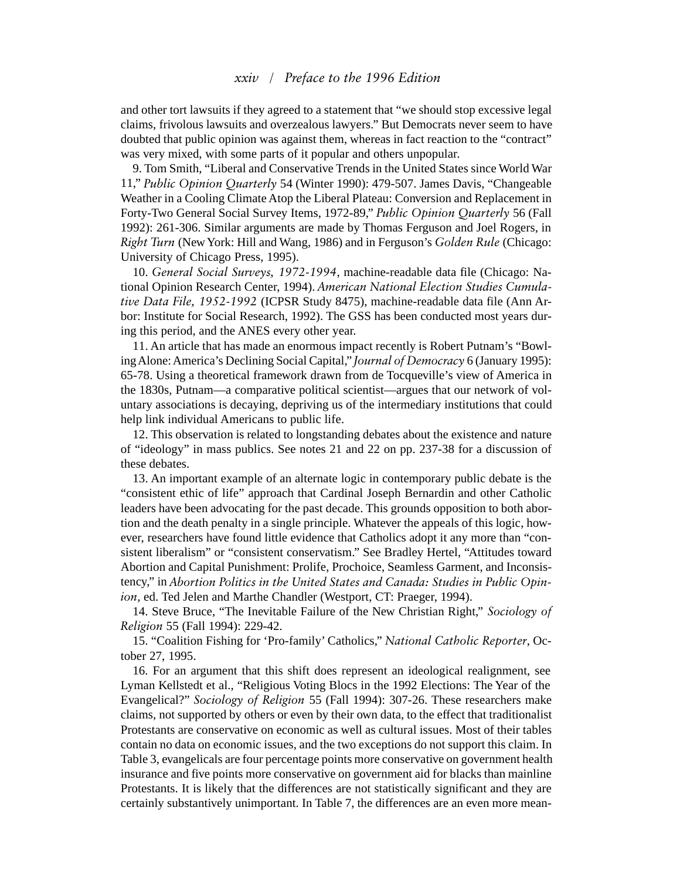and other tort lawsuits if they agreed to a statement that "we should stop excessive legal claims, frivolous lawsuits and overzealous lawyers." But Democrats never seem to have doubted that public opinion was against them, whereas in fact reaction to the "contract" was very mixed, with some parts of it popular and others unpopular.

9. Tom Smith, "Liberal and Conservative Trends in the United States since World War 11," *Public Opinion Quarterly* 54 (Winter 1990): 479-507. James Davis, "Changeable Weather in a Cooling Climate Atop the Liberal Plateau: Conversion and Replacement in Forty-Two General Social Survey Items, 1972-89," *Public Opinion Quarterly* 56 (Fall 1992): 261-306. Similar arguments are made by Thomas Ferguson and Joel Rogers, in *Right Turn* (New York: Hill and Wang, 1986) and in Ferguson's *Golden Rule* (Chicago: University of Chicago Press, 1995).

10. *General Social Surveys, 1972-1994*, machine-readable data file (Chicago: National Opinion Research Center, 1994). *American National Election Studies Cumulative Data File, 1952-1992* (ICPSR Study 8475), machine-readable data file (Ann Arbor: Institute for Social Research, 1992). The GSS has been conducted most years during this period, and the ANES every other year.

11. An article that has made an enormous impact recently is Robert Putnam's "Bowling Alone: America's Declining Social Capital," *Journal of Democracy* 6 (January 1995): 65-78. Using a theoretical framework drawn from de Tocqueville's view of America in the 1830s, Putnam—a comparative political scientist—argues that our network of voluntary associations is decaying, depriving us of the intermediary institutions that could help link individual Americans to public life.

12. This observation is related to longstanding debates about the existence and nature of "ideology" in mass publics. See notes 21 and 22 on pp. 237-38 for a discussion of these debates.

13. An important example of an alternate logic in contemporary public debate is the "consistent ethic of life" approach that Cardinal Joseph Bernardin and other Catholic leaders have been advocating for the past decade. This grounds opposition to both abortion and the death penalty in a single principle. Whatever the appeals of this logic, however, researchers have found little evidence that Catholics adopt it any more than "consistent liberalism" or "consistent conservatism." See Bradley Hertel, "Attitudes toward Abortion and Capital Punishment: Prolife, Prochoice, Seamless Garment, and Inconsistency," in *Abortion Politics in the United States and Canada: Studies in Public Opinion*, ed. Ted Jelen and Marthe Chandler (Westport, CT: Praeger, 1994).

14. Steve Bruce, "The Inevitable Failure of the New Christian Right," *Sociology of Religion* 55 (Fall 1994): 229-42.

15. "Coalition Fishing for 'Pro-family' Catholics," *National Catholic Reporter*, October 27, 1995.

16. For an argument that this shift does represent an ideological realignment, see Lyman Kellstedt et al., "Religious Voting Blocs in the 1992 Elections: The Year of the Evangelical?" *Sociology of Religion* 55 (Fall 1994): 307-26. These researchers make claims, not supported by others or even by their own data, to the effect that traditionalist Protestants are conservative on economic as well as cultural issues. Most of their tables contain no data on economic issues, and the two exceptions do not support this claim. In Table 3, evangelicals are four percentage points more conservative on government health insurance and five points more conservative on government aid for blacks than mainline Protestants. It is likely that the differences are not statistically significant and they are certainly substantively unimportant. In Table 7, the differences are an even more mean-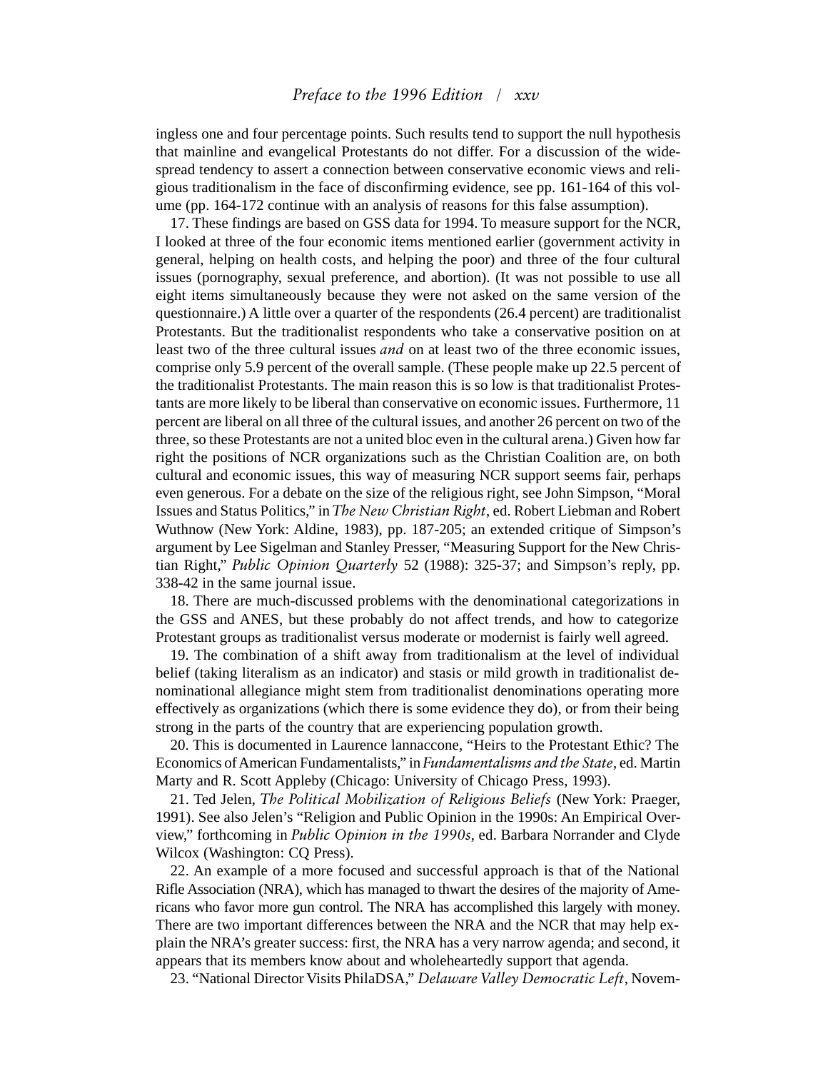ingless one and four percentage points. Such results tend to support the null hypothesis that mainline and evangelical Protestants do not differ. For a discussion of the widespread tendency to assert a connection between conservative economic views and religious traditionalism in the face of disconfirming evidence, see pp. 161-164 of this volume (pp. 164-172 continue with an analysis of reasons for this false assumption).

17. These findings are based on GSS data for 1994. To measure support for the NCR, I looked at three of the four economic items mentioned earlier (government activity in general, helping on health costs, and helping the poor) and three of the four cultural issues (pornography, sexual preference, and abortion). (It was not possible to use all eight items simultaneously because they were not asked on the same version of the questionnaire.) A little over a quarter of the respondents (26.4 percent) are traditionalist Protestants. But the traditionalist respondents who take a conservative position on at least two of the three cultural issues *and* on at least two of the three economic issues, comprise only 5.9 percent of the overall sample. (These people make up 22.5 percent of the traditionalist Protestants. The main reason this is so low is that traditionalist Protestants are more likely to be liberal than conservative on economic issues. Furthermore, 11 percent are liberal on all three of the cultural issues, and another 26 percent on two of the three, so these Protestants are not a united bloc even in the cultural arena.) Given how far right the positions of NCR organizations such as the Christian Coalition are, on both cultural and economic issues, this way of measuring NCR support seems fair, perhaps even generous. For a debate on the size of the religious right, see John Simpson, "Moral Issues and Status Politics," in *The New Christian Right*, ed. Robert Liebman and Robert Wuthnow (New York: Aldine, 1983), pp. 187-205; an extended critique of Simpson's argument by Lee Sigelman and Stanley Presser, "Measuring Support for the New Christian Right," *Public Opinion Quarterly* 52 (1988): 325-37; and Simpson's reply, pp. 338-42 in the same journal issue.

18. There are much-discussed problems with the denominational categorizations in the GSS and ANES, but these probably do not affect trends, and how to categorize Protestant groups as traditionalist versus moderate or modernist is fairly well agreed.

19. The combination of a shift away from traditionalism at the level of individual belief (taking literalism as an indicator) and stasis or mild growth in traditionalist denominational allegiance might stem from traditionalist denominations operating more effectively as organizations (which there is some evidence they do), or from their being strong in the parts of the country that are experiencing population growth.

20. This is documented in Laurence Iannaccone, "Heirs to the Protestant Ethic? The Economics of American Fundamentalists," in *Fundamentalisms and the State*, ed. Martin Marty and R. Scott Appleby (Chicago: University of Chicago Press, 1993).

21. Ted Jelen, *The Political Mobilization of Religious Beliefs* (New York: Praeger, 1991). See also Jelen's "Religion and Public Opinion in the 1990s: An Empirical Overview," forthcoming in *Public Opinion in the 1990s*, ed. Barbara Norrander and Clyde Wilcox (Washington: CQ Press).

22. An example of a more focused and successful approach is that of the National Rifle Association (NRA), which has managed to thwart the desires of the majority of Americans who favor more gun control. The NRA has accomplished this largely with money. There are two important differences between the NRA and the NCR that may help explain the NRA's greater success: first, the NRA has a very narrow agenda; and second, it appears that its members know about and wholeheartedly support that agenda.

23. "National Director Visits PhilaDSA," *Delaware Valley Democratic Left*, Novem-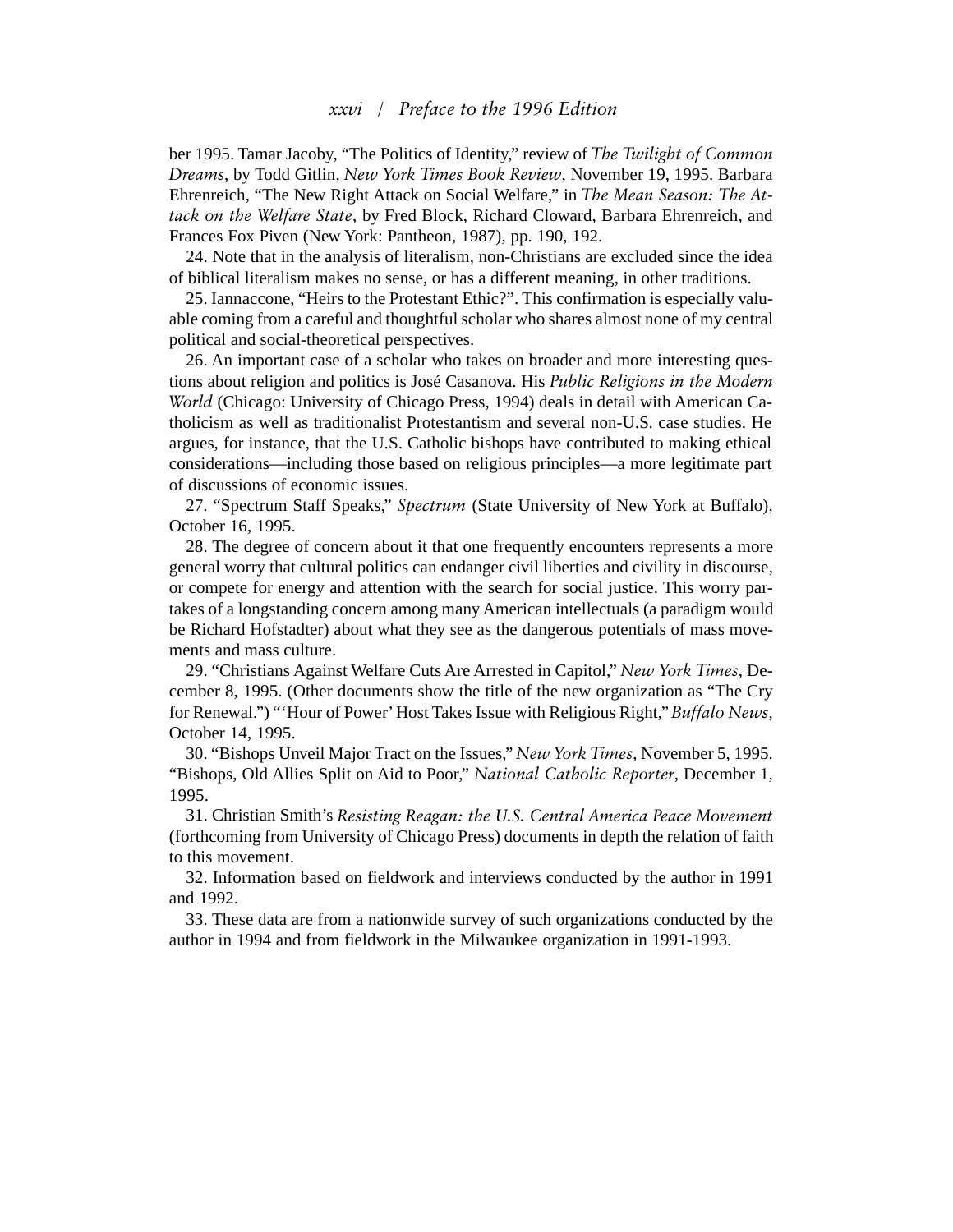ber 1995. Tamar Jacoby, "The Politics of Identity," review of *The Twilight of Common Dreams*, by Todd Gitlin, *New York Times Book Review*, November 19, 1995. Barbara Ehrenreich, "The New Right Attack on Social Welfare," in *The Mean Season: The Attack on the Welfare State*, by Fred Block, Richard Cloward, Barbara Ehrenreich, and Frances Fox Piven (New York: Pantheon, 1987), pp. 190, 192.

24. Note that in the analysis of literalism, non-Christians are excluded since the idea of biblical literalism makes no sense, or has a different meaning, in other traditions.

25. Iannaccone, "Heirs to the Protestant Ethic?". This confirmation is especially valuable coming from a careful and thoughtful scholar who shares almost none of my central political and social-theoretical perspectives.

26. An important case of a scholar who takes on broader and more interesting questions about religion and politics is José Casanova. His *Public Religions in the Modern World* (Chicago: University of Chicago Press, 1994) deals in detail with American Catholicism as well as traditionalist Protestantism and several non-U.S. case studies. He argues, for instance, that the U.S. Catholic bishops have contributed to making ethical considerations—including those based on religious principles—a more legitimate part of discussions of economic issues.

27. "Spectrum Staff Speaks," *Spectrum* (State University of New York at Buffalo), October 16, 1995.

28. The degree of concern about it that one frequently encounters represents a more general worry that cultural politics can endanger civil liberties and civility in discourse, or compete for energy and attention with the search for social justice. This worry partakes of a longstanding concern among many American intellectuals (a paradigm would be Richard Hofstadter) about what they see as the dangerous potentials of mass movements and mass culture.

29. "Christians Against Welfare Cuts Are Arrested in Capitol," *New York Times*, December 8, 1995. (Other documents show the title of the new organization as "The Cry for Renewal.") "'Hour of Power' Host Takes Issue with Religious Right," *Buffalo News*, October 14, 1995.

30. "Bishops Unveil Major Tract on the Issues," *New York Times*, November 5, 1995. "Bishops, Old Allies Split on Aid to Poor," *National Catholic Reporter*, December 1, 1995.

31. Christian Smith's *Resisting Reagan: the U.S. Central America Peace Movement* (forthcoming from University of Chicago Press) documents in depth the relation of faith to this movement.

32. Information based on fieldwork and interviews conducted by the author in 1991 and 1992.

33. These data are from a nationwide survey of such organizations conducted by the author in 1994 and from fieldwork in the Milwaukee organization in 1991-1993.